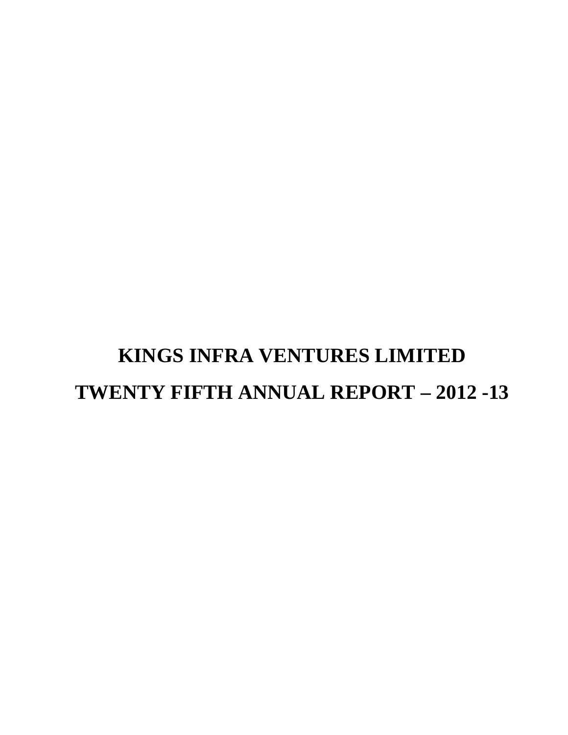# KINGS INFRA VENTURES LIMITED

# TWENTY FIFTH ANNUAL REPORT – 2012 -13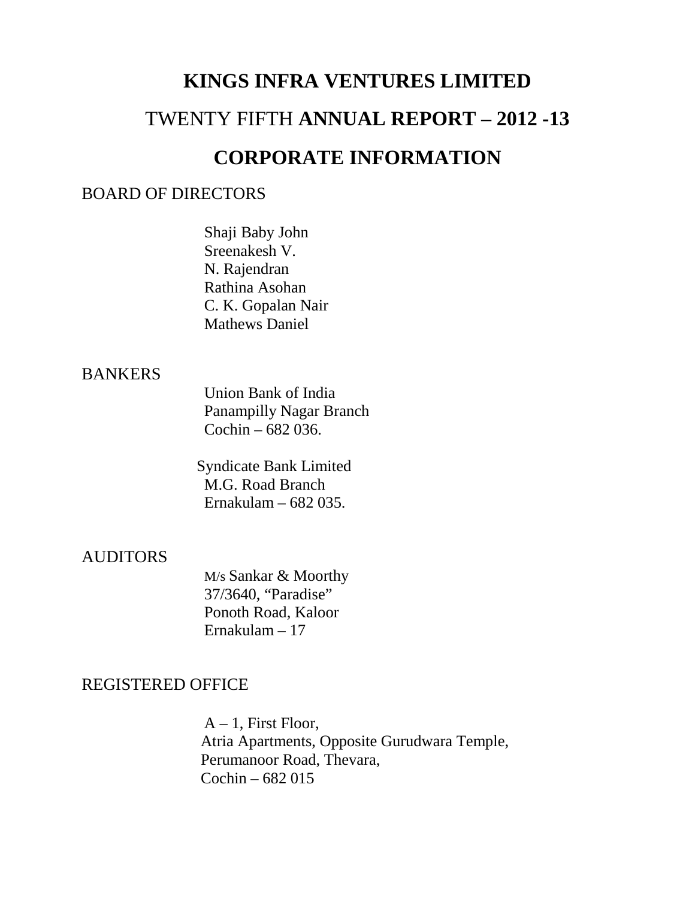# KINGS INFRA VENTURES LIMITED

## TWENTY FIFTH **ANNUAL REPORT – 2012 -13**

## CORPORATE INFORMATION

BOARD OF DIRECTORS

Shaji Baby John
Sreenakesh V.
N. Rajendran
Rathina Asohan
C. K. Gopalan Nair
Mathews Daniel

BANKERS

Union Bank of India
Panampilly Nagar Branch
Cochin – 682 036.

Syndicate Bank Limited
M.G. Road Branch
Ernakulam – 682 035.

AUDITORS

M/s Sankar & Moorthy
37/3640, "Paradise"
Ponoth Road, Kaloor
Ernakulam – 17

REGISTERED OFFICE

A – 1, First Floor,
Atria Apartments, Opposite Gurudwara Temple,
Perumanoor Road, Thevara,
Cochin – 682 015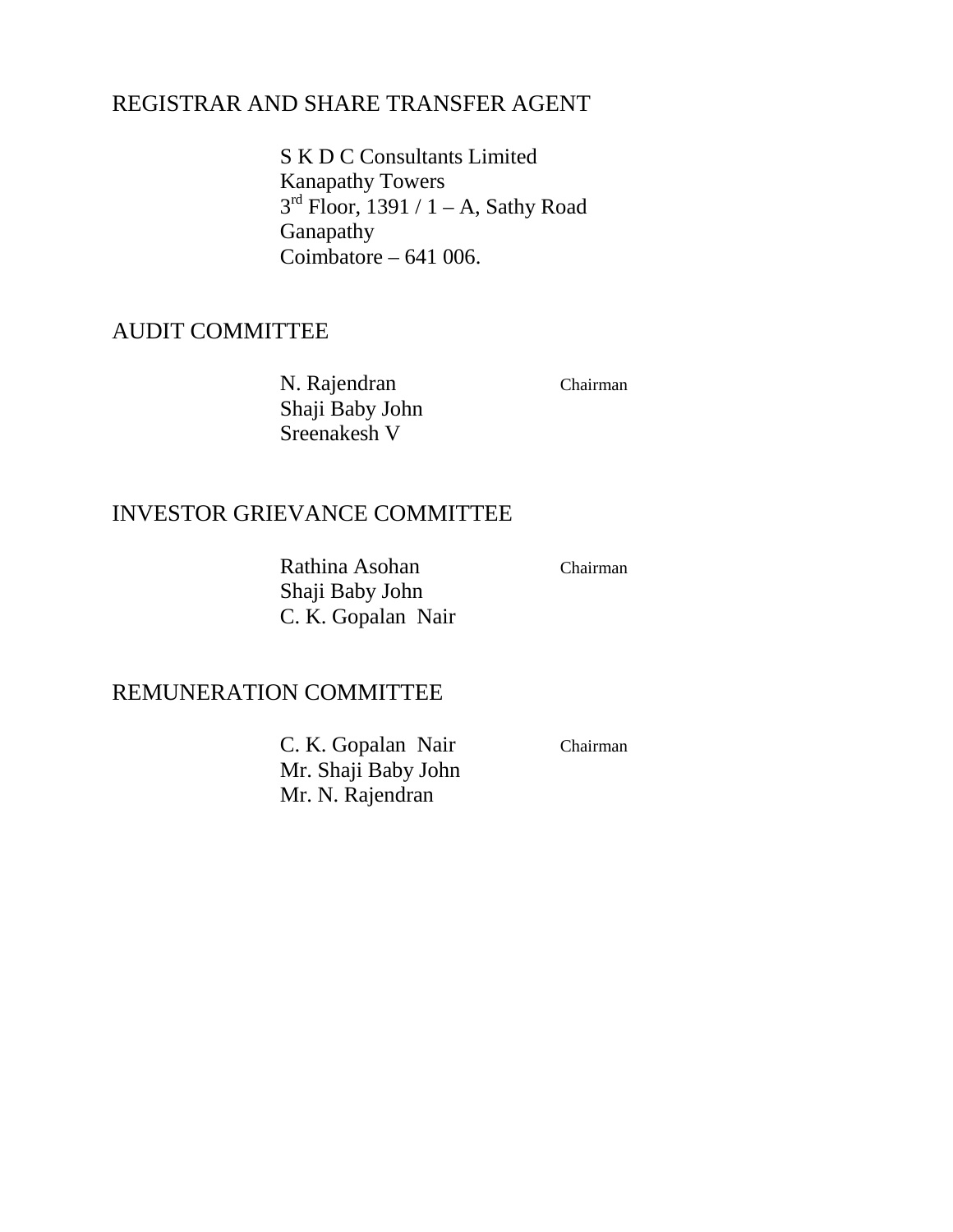## REGISTRAR AND SHARE TRANSFER AGENT

S K D C Consultants Limited
Kanapathy Towers
3rd Floor, 1391 / 1 – A, Sathy Road
Ganapathy
Coimbatore – 641 006.

## AUDIT COMMITTEE

| | |
|---|---|
| N. Rajendran | Chairman |
| Shaji Baby John | |
| Sreenakesh V | |

## INVESTOR GRIEVANCE COMMITTEE

| | |
|---|---|
| Rathina Asohan | Chairman |
| Shaji Baby John | |
| C. K. Gopalan Nair | |

## REMUNERATION COMMITTEE

| | |
|---|---|
| C. K. Gopalan Nair | Chairman |
| Mr. Shaji Baby John | |
| Mr. N. Rajendran | |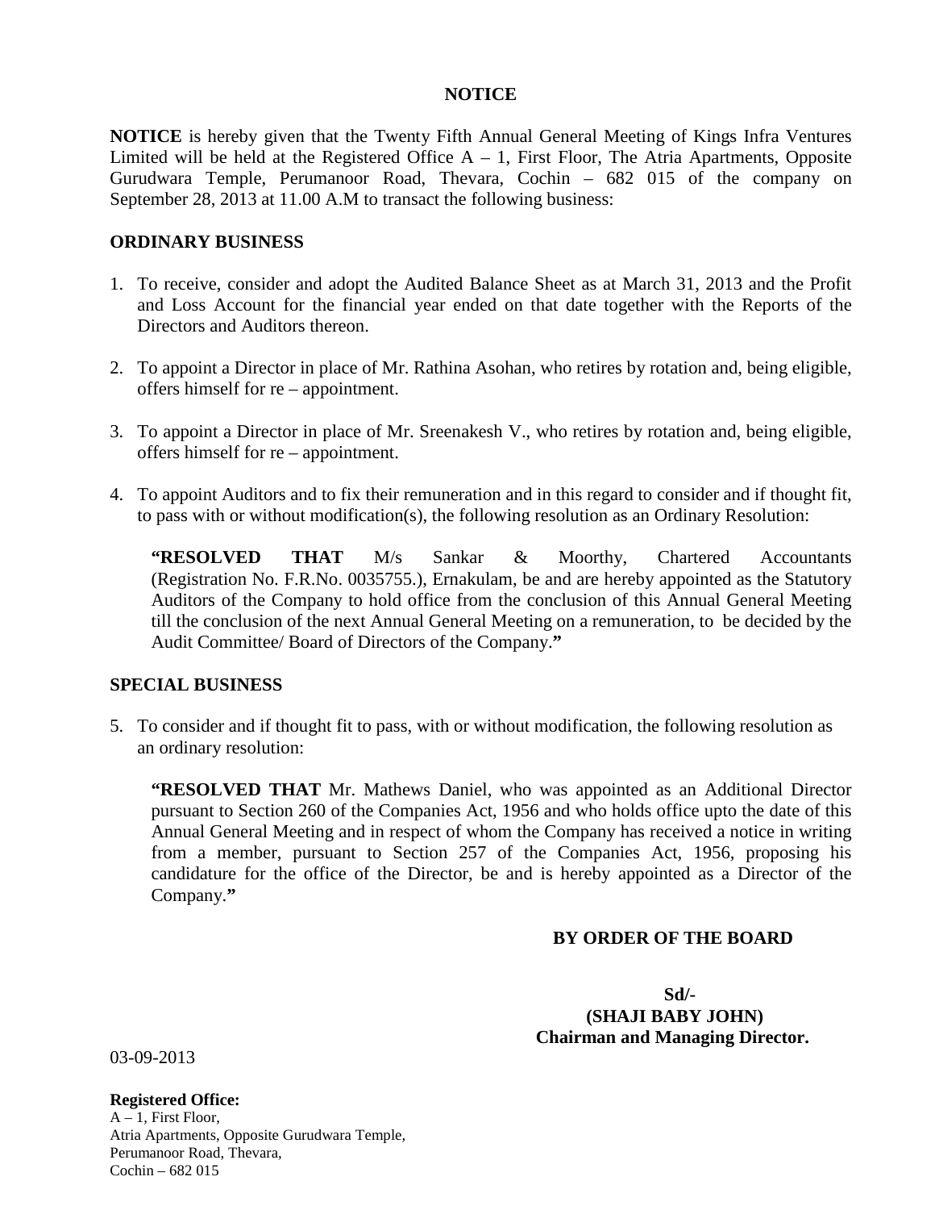# NOTICE

**NOTICE** is hereby given that the Twenty Fifth Annual General Meeting of Kings Infra Ventures Limited will be held at the Registered Office A – 1, First Floor, The Atria Apartments, Opposite Gurudwara Temple, Perumanoor Road, Thevara, Cochin – 682 015 of the company on September 28, 2013 at 11.00 A.M to transact the following business:

## ORDINARY BUSINESS

1. To receive, consider and adopt the Audited Balance Sheet as at March 31, 2013 and the Profit and Loss Account for the financial year ended on that date together with the Reports of the Directors and Auditors thereon.

2. To appoint a Director in place of Mr. Rathina Asohan, who retires by rotation and, being eligible, offers himself for re – appointment.

3. To appoint a Director in place of Mr. Sreenakesh V., who retires by rotation and, being eligible, offers himself for re – appointment.

4. To appoint Auditors and to fix their remuneration and in this regard to consider and if thought fit, to pass with or without modification(s), the following resolution as an Ordinary Resolution:

   **"RESOLVED THAT** M/s Sankar & Moorthy, Chartered Accountants (Registration No. F.R.No. 0035755.), Ernakulam, be and are hereby appointed as the Statutory Auditors of the Company to hold office from the conclusion of this Annual General Meeting till the conclusion of the next Annual General Meeting on a remuneration, to be decided by the Audit Committee/ Board of Directors of the Company.**"**

## SPECIAL BUSINESS

5. To consider and if thought fit to pass, with or without modification, the following resolution as an ordinary resolution:

   **"RESOLVED THAT** Mr. Mathews Daniel, who was appointed as an Additional Director pursuant to Section 260 of the Companies Act, 1956 and who holds office upto the date of this Annual General Meeting and in respect of whom the Company has received a notice in writing from a member, pursuant to Section 257 of the Companies Act, 1956, proposing his candidature for the office of the Director, be and is hereby appointed as a Director of the Company.**"**

**BY ORDER OF THE BOARD**

**Sd/-**
**(SHAJI BABY JOHN)**
**Chairman and Managing Director.**

03-09-2013

**Registered Office:**
A – 1, First Floor,
Atria Apartments, Opposite Gurudwara Temple,
Perumanoor Road, Thevara,
Cochin – 682 015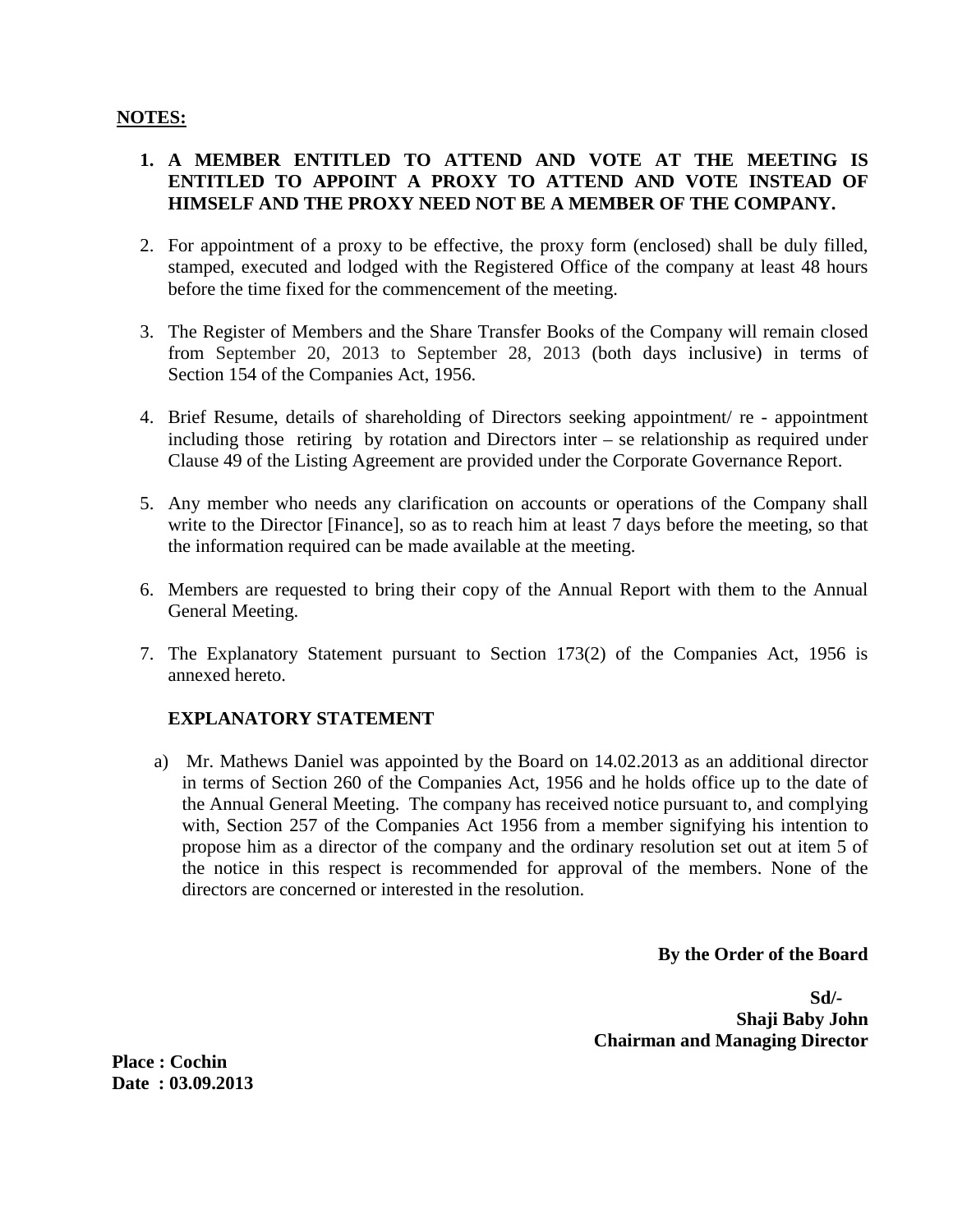**NOTES:**

1. **A MEMBER ENTITLED TO ATTEND AND VOTE AT THE MEETING IS ENTITLED TO APPOINT A PROXY TO ATTEND AND VOTE INSTEAD OF HIMSELF AND THE PROXY NEED NOT BE A MEMBER OF THE COMPANY.**

2. For appointment of a proxy to be effective, the proxy form (enclosed) shall be duly filled, stamped, executed and lodged with the Registered Office of the company at least 48 hours before the time fixed for the commencement of the meeting.

3. The Register of Members and the Share Transfer Books of the Company will remain closed from September 20, 2013 to September 28, 2013 (both days inclusive) in terms of Section 154 of the Companies Act, 1956.

4. Brief Resume, details of shareholding of Directors seeking appointment/ re - appointment including those retiring by rotation and Directors inter – se relationship as required under Clause 49 of the Listing Agreement are provided under the Corporate Governance Report.

5. Any member who needs any clarification on accounts or operations of the Company shall write to the Director [Finance], so as to reach him at least 7 days before the meeting, so that the information required can be made available at the meeting.

6. Members are requested to bring their copy of the Annual Report with them to the Annual General Meeting.

7. The Explanatory Statement pursuant to Section 173(2) of the Companies Act, 1956 is annexed hereto.

**EXPLANATORY STATEMENT**

a) Mr. Mathews Daniel was appointed by the Board on 14.02.2013 as an additional director in terms of Section 260 of the Companies Act, 1956 and he holds office up to the date of the Annual General Meeting. The company has received notice pursuant to, and complying with, Section 257 of the Companies Act 1956 from a member signifying his intention to propose him as a director of the company and the ordinary resolution set out at item 5 of the notice in this respect is recommended for approval of the members. None of the directors are concerned or interested in the resolution.

**By the Order of the Board**

**Sd/-**
**Shaji Baby John**
**Chairman and Managing Director**

**Place : Cochin**
**Date : 03.09.2013**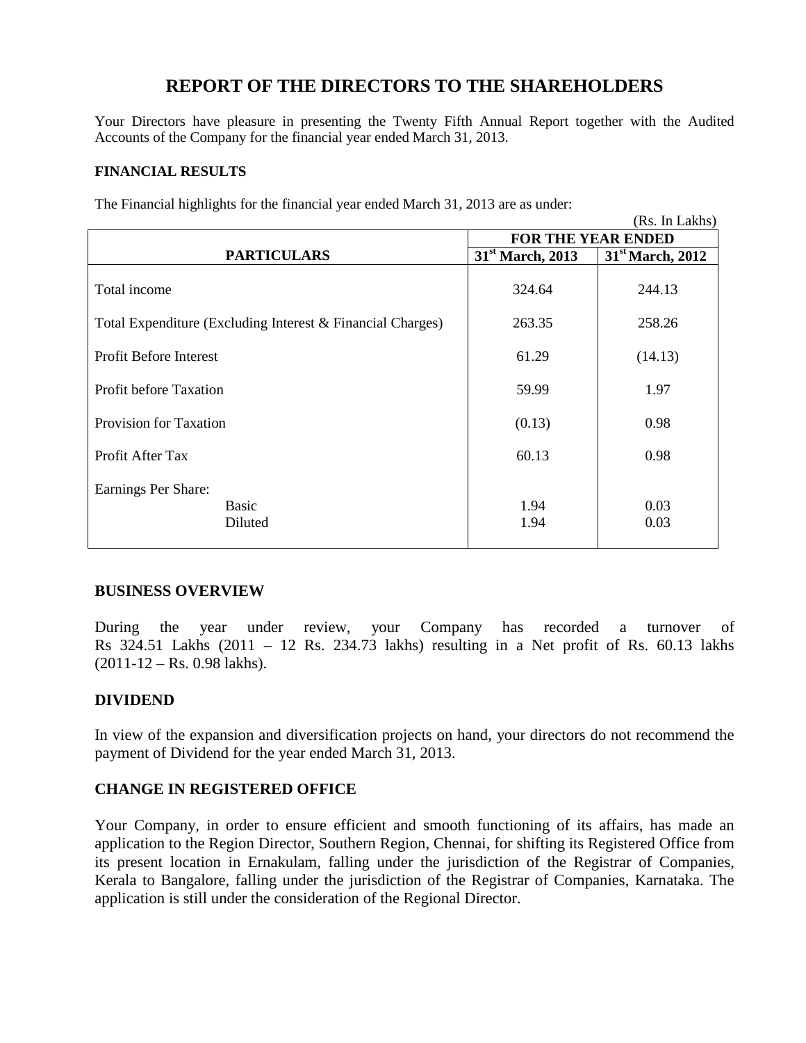# REPORT OF THE DIRECTORS TO THE SHAREHOLDERS

Your Directors have pleasure in presenting the Twenty Fifth Annual Report together with the Audited Accounts of the Company for the financial year ended March 31, 2013.

### FINANCIAL RESULTS

The Financial highlights for the financial year ended March 31, 2013 are as under:

(Rs. In Lakhs)

| PARTICULARS | FOR THE YEAR ENDED | |
|---|---|---|
| | 31st March, 2013 | 31st March, 2012 |
| Total income | 324.64 | 244.13 |
| Total Expenditure (Excluding Interest & Financial Charges) | 263.35 | 258.26 |
| Profit Before Interest | 61.29 | (14.13) |
| Profit before Taxation | 59.99 | 1.97 |
| Provision for Taxation | (0.13) | 0.98 |
| Profit After Tax | 60.13 | 0.98 |
| Earnings Per Share: | | |
| Basic | 1.94 | 0.03 |
| Diluted | 1.94 | 0.03 |

### BUSINESS OVERVIEW

During the year under review, your Company has recorded a turnover of Rs 324.51 Lakhs (2011 – 12 Rs. 234.73 lakhs) resulting in a Net profit of Rs. 60.13 lakhs (2011-12 – Rs. 0.98 lakhs).

### DIVIDEND

In view of the expansion and diversification projects on hand, your directors do not recommend the payment of Dividend for the year ended March 31, 2013.

### CHANGE IN REGISTERED OFFICE

Your Company, in order to ensure efficient and smooth functioning of its affairs, has made an application to the Region Director, Southern Region, Chennai, for shifting its Registered Office from its present location in Ernakulam, falling under the jurisdiction of the Registrar of Companies, Kerala to Bangalore, falling under the jurisdiction of the Registrar of Companies, Karnataka. The application is still under the consideration of the Regional Director.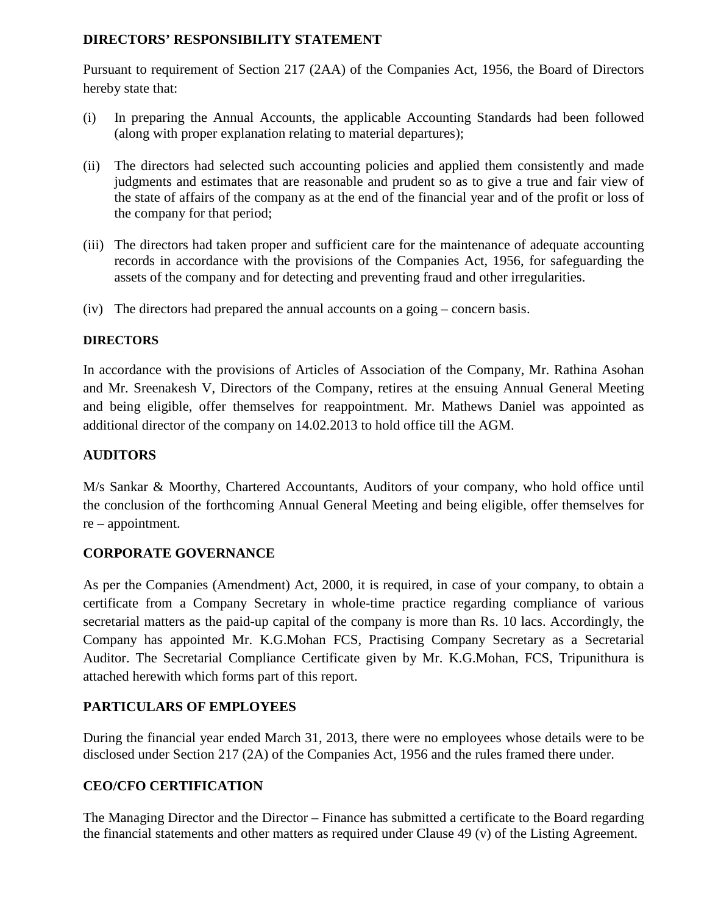## DIRECTORS' RESPONSIBILITY STATEMENT

Pursuant to requirement of Section 217 (2AA) of the Companies Act, 1956, the Board of Directors hereby state that:

(i) In preparing the Annual Accounts, the applicable Accounting Standards had been followed (along with proper explanation relating to material departures);

(ii) The directors had selected such accounting policies and applied them consistently and made judgments and estimates that are reasonable and prudent so as to give a true and fair view of the state of affairs of the company as at the end of the financial year and of the profit or loss of the company for that period;

(iii) The directors had taken proper and sufficient care for the maintenance of adequate accounting records in accordance with the provisions of the Companies Act, 1956, for safeguarding the assets of the company and for detecting and preventing fraud and other irregularities.

(iv) The directors had prepared the annual accounts on a going – concern basis.

## DIRECTORS

In accordance with the provisions of Articles of Association of the Company, Mr. Rathina Asohan and Mr. Sreenakesh V, Directors of the Company, retires at the ensuing Annual General Meeting and being eligible, offer themselves for reappointment. Mr. Mathews Daniel was appointed as additional director of the company on 14.02.2013 to hold office till the AGM.

## AUDITORS

M/s Sankar & Moorthy, Chartered Accountants, Auditors of your company, who hold office until the conclusion of the forthcoming Annual General Meeting and being eligible, offer themselves for re – appointment.

## CORPORATE GOVERNANCE

As per the Companies (Amendment) Act, 2000, it is required, in case of your company, to obtain a certificate from a Company Secretary in whole-time practice regarding compliance of various secretarial matters as the paid-up capital of the company is more than Rs. 10 lacs. Accordingly, the Company has appointed Mr. K.G.Mohan FCS, Practising Company Secretary as a Secretarial Auditor. The Secretarial Compliance Certificate given by Mr. K.G.Mohan, FCS, Tripunithura is attached herewith which forms part of this report.

## PARTICULARS OF EMPLOYEES

During the financial year ended March 31, 2013, there were no employees whose details were to be disclosed under Section 217 (2A) of the Companies Act, 1956 and the rules framed there under.

## CEO/CFO CERTIFICATION

The Managing Director and the Director – Finance has submitted a certificate to the Board regarding the financial statements and other matters as required under Clause 49 (v) of the Listing Agreement.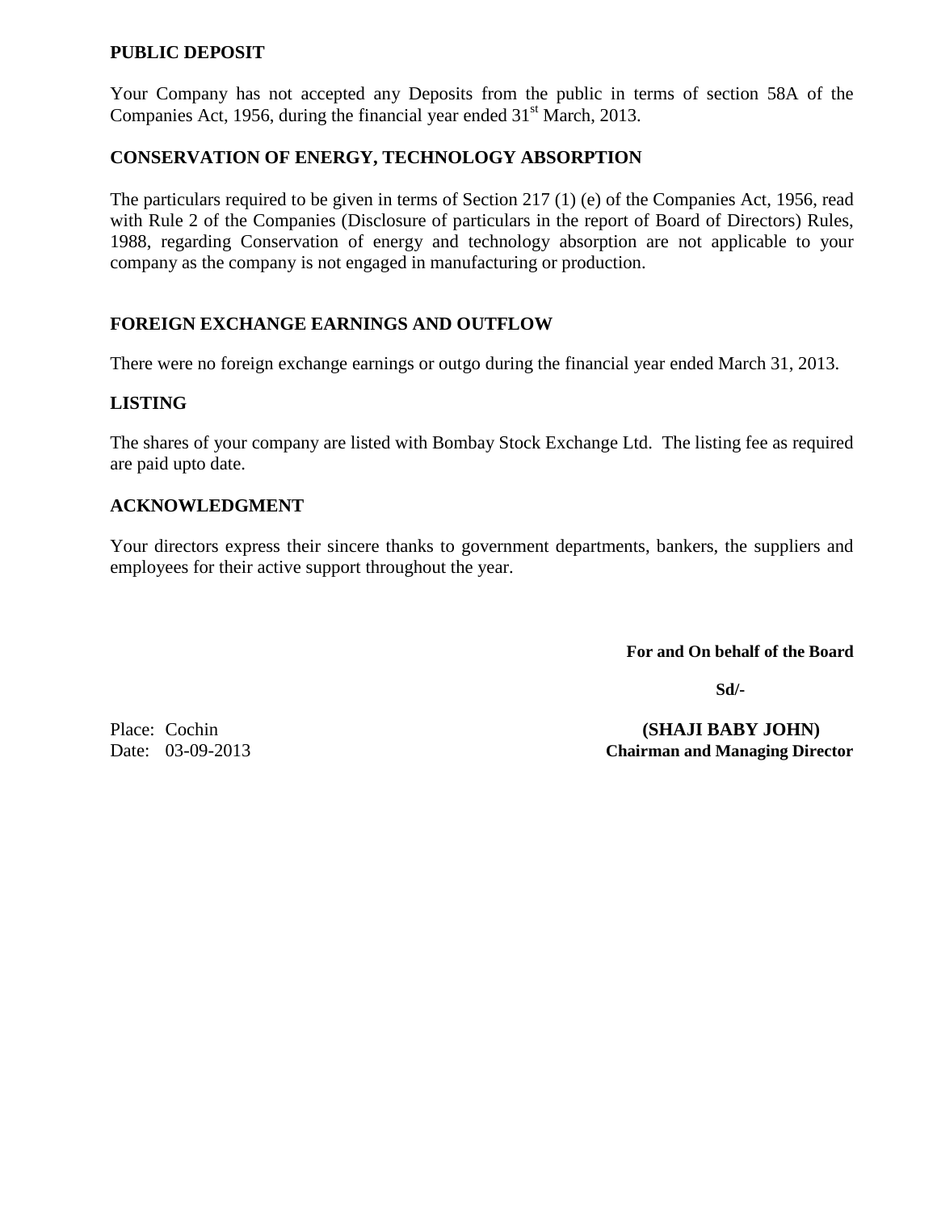## PUBLIC DEPOSIT

Your Company has not accepted any Deposits from the public in terms of section 58A of the Companies Act, 1956, during the financial year ended 31st March, 2013.

## CONSERVATION OF ENERGY, TECHNOLOGY ABSORPTION

The particulars required to be given in terms of Section 217 (1) (e) of the Companies Act, 1956, read with Rule 2 of the Companies (Disclosure of particulars in the report of Board of Directors) Rules, 1988, regarding Conservation of energy and technology absorption are not applicable to your company as the company is not engaged in manufacturing or production.

## FOREIGN EXCHANGE EARNINGS AND OUTFLOW

There were no foreign exchange earnings or outgo during the financial year ended March 31, 2013.

## LISTING

The shares of your company are listed with Bombay Stock Exchange Ltd. The listing fee as required are paid upto date.

## ACKNOWLEDGMENT

Your directors express their sincere thanks to government departments, bankers, the suppliers and employees for their active support throughout the year.

**For and On behalf of the Board**

**Sd/-**

Place: Cochin
Date: 03-09-2013

**(SHAJI BABY JOHN)**
**Chairman and Managing Director**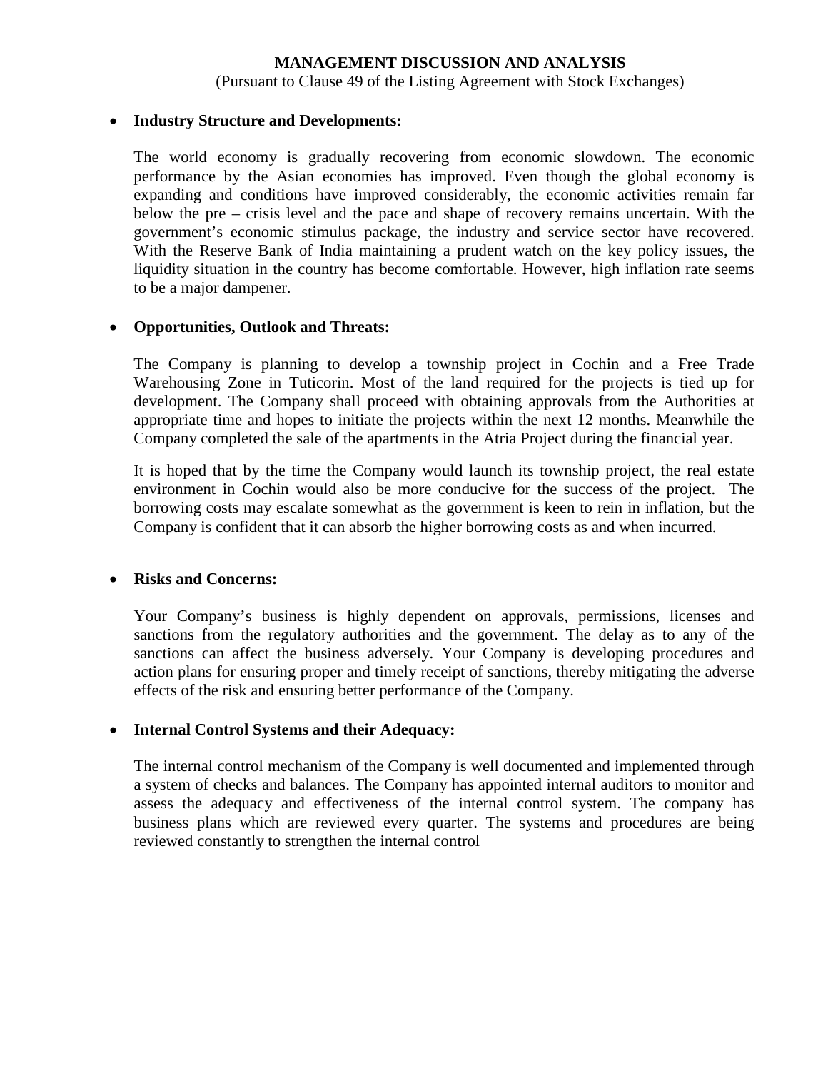# MANAGEMENT DISCUSSION AND ANALYSIS

(Pursuant to Clause 49 of the Listing Agreement with Stock Exchanges)

- **Industry Structure and Developments:**

  The world economy is gradually recovering from economic slowdown. The economic performance by the Asian economies has improved. Even though the global economy is expanding and conditions have improved considerably, the economic activities remain far below the pre – crisis level and the pace and shape of recovery remains uncertain. With the government's economic stimulus package, the industry and service sector have recovered. With the Reserve Bank of India maintaining a prudent watch on the key policy issues, the liquidity situation in the country has become comfortable. However, high inflation rate seems to be a major dampener.

- **Opportunities, Outlook and Threats:**

  The Company is planning to develop a township project in Cochin and a Free Trade Warehousing Zone in Tuticorin. Most of the land required for the projects is tied up for development. The Company shall proceed with obtaining approvals from the Authorities at appropriate time and hopes to initiate the projects within the next 12 months. Meanwhile the Company completed the sale of the apartments in the Atria Project during the financial year.

  It is hoped that by the time the Company would launch its township project, the real estate environment in Cochin would also be more conducive for the success of the project. The borrowing costs may escalate somewhat as the government is keen to rein in inflation, but the Company is confident that it can absorb the higher borrowing costs as and when incurred.

- **Risks and Concerns:**

  Your Company's business is highly dependent on approvals, permissions, licenses and sanctions from the regulatory authorities and the government. The delay as to any of the sanctions can affect the business adversely. Your Company is developing procedures and action plans for ensuring proper and timely receipt of sanctions, thereby mitigating the adverse effects of the risk and ensuring better performance of the Company.

- **Internal Control Systems and their Adequacy:**

  The internal control mechanism of the Company is well documented and implemented through a system of checks and balances. The Company has appointed internal auditors to monitor and assess the adequacy and effectiveness of the internal control system. The company has business plans which are reviewed every quarter. The systems and procedures are being reviewed constantly to strengthen the internal control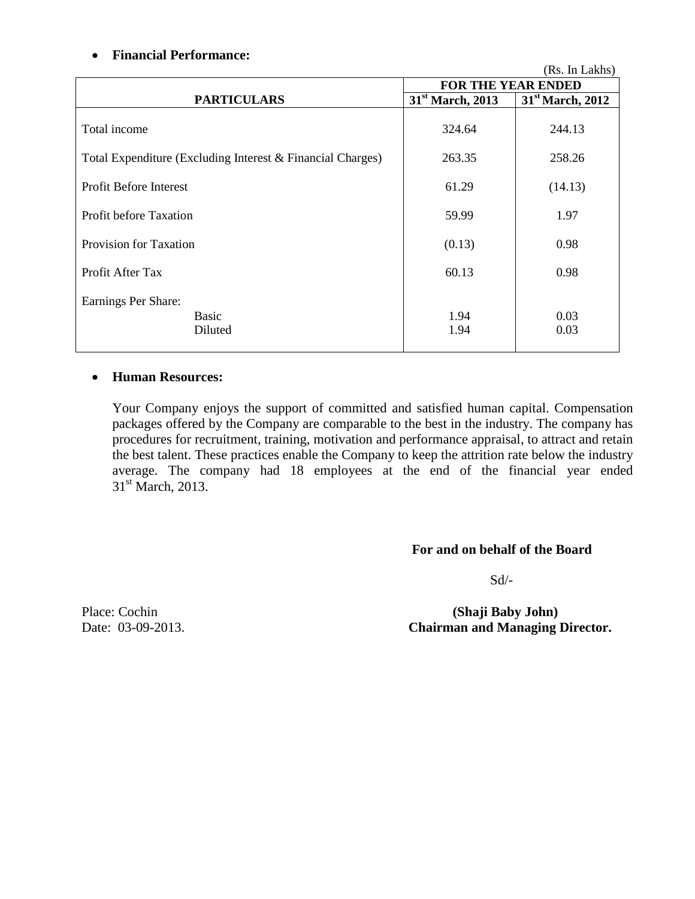- **Financial Performance:**

(Rs. In Lakhs)

| PARTICULARS | FOR THE YEAR ENDED | |
|---|---|---|
| | 31st March, 2013 | 31st March, 2012 |
| Total income | 324.64 | 244.13 |
| Total Expenditure (Excluding Interest & Financial Charges) | 263.35 | 258.26 |
| Profit Before Interest | 61.29 | (14.13) |
| Profit before Taxation | 59.99 | 1.97 |
| Provision for Taxation | (0.13) | 0.98 |
| Profit After Tax | 60.13 | 0.98 |
| Earnings Per Share: | | |
| Basic | 1.94 | 0.03 |
| Diluted | 1.94 | 0.03 |

- **Human Resources:**

Your Company enjoys the support of committed and satisfied human capital. Compensation packages offered by the Company are comparable to the best in the industry. The company has procedures for recruitment, training, motivation and performance appraisal, to attract and retain the best talent. These practices enable the Company to keep the attrition rate below the industry average. The company had 18 employees at the end of the financial year ended 31st March, 2013.

**For and on behalf of the Board**

Sd/-

Place: Cochin
Date: 03-09-2013.

**(Shaji Baby John)**
**Chairman and Managing Director.**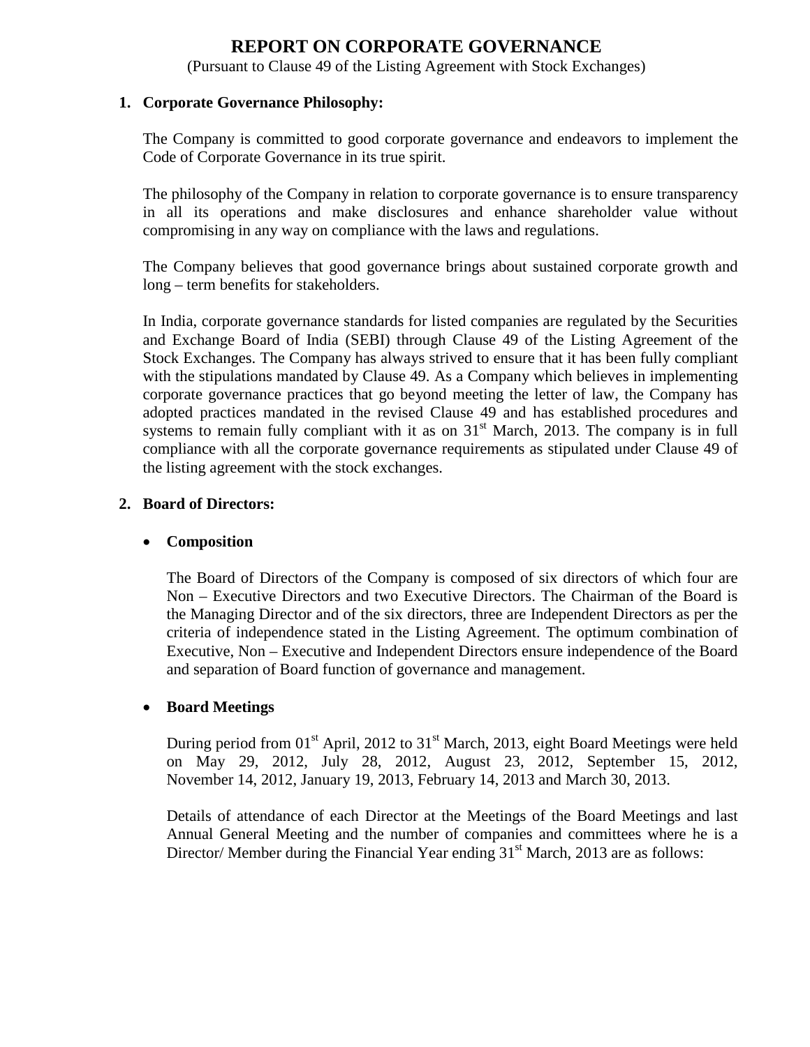# REPORT ON CORPORATE GOVERNANCE

(Pursuant to Clause 49 of the Listing Agreement with Stock Exchanges)

## 1. Corporate Governance Philosophy:

The Company is committed to good corporate governance and endeavors to implement the Code of Corporate Governance in its true spirit.

The philosophy of the Company in relation to corporate governance is to ensure transparency in all its operations and make disclosures and enhance shareholder value without compromising in any way on compliance with the laws and regulations.

The Company believes that good governance brings about sustained corporate growth and long – term benefits for stakeholders.

In India, corporate governance standards for listed companies are regulated by the Securities and Exchange Board of India (SEBI) through Clause 49 of the Listing Agreement of the Stock Exchanges. The Company has always strived to ensure that it has been fully compliant with the stipulations mandated by Clause 49. As a Company which believes in implementing corporate governance practices that go beyond meeting the letter of law, the Company has adopted practices mandated in the revised Clause 49 and has established procedures and systems to remain fully compliant with it as on 31st March, 2013. The company is in full compliance with all the corporate governance requirements as stipulated under Clause 49 of the listing agreement with the stock exchanges.

## 2. Board of Directors:

- **Composition**

  The Board of Directors of the Company is composed of six directors of which four are Non – Executive Directors and two Executive Directors. The Chairman of the Board is the Managing Director and of the six directors, three are Independent Directors as per the criteria of independence stated in the Listing Agreement. The optimum combination of Executive, Non – Executive and Independent Directors ensure independence of the Board and separation of Board function of governance and management.

- **Board Meetings**

  During period from 01st April, 2012 to 31st March, 2013, eight Board Meetings were held on May 29, 2012, July 28, 2012, August 23, 2012, September 15, 2012, November 14, 2012, January 19, 2013, February 14, 2013 and March 30, 2013.

  Details of attendance of each Director at the Meetings of the Board Meetings and last Annual General Meeting and the number of companies and committees where he is a Director/ Member during the Financial Year ending 31st March, 2013 are as follows: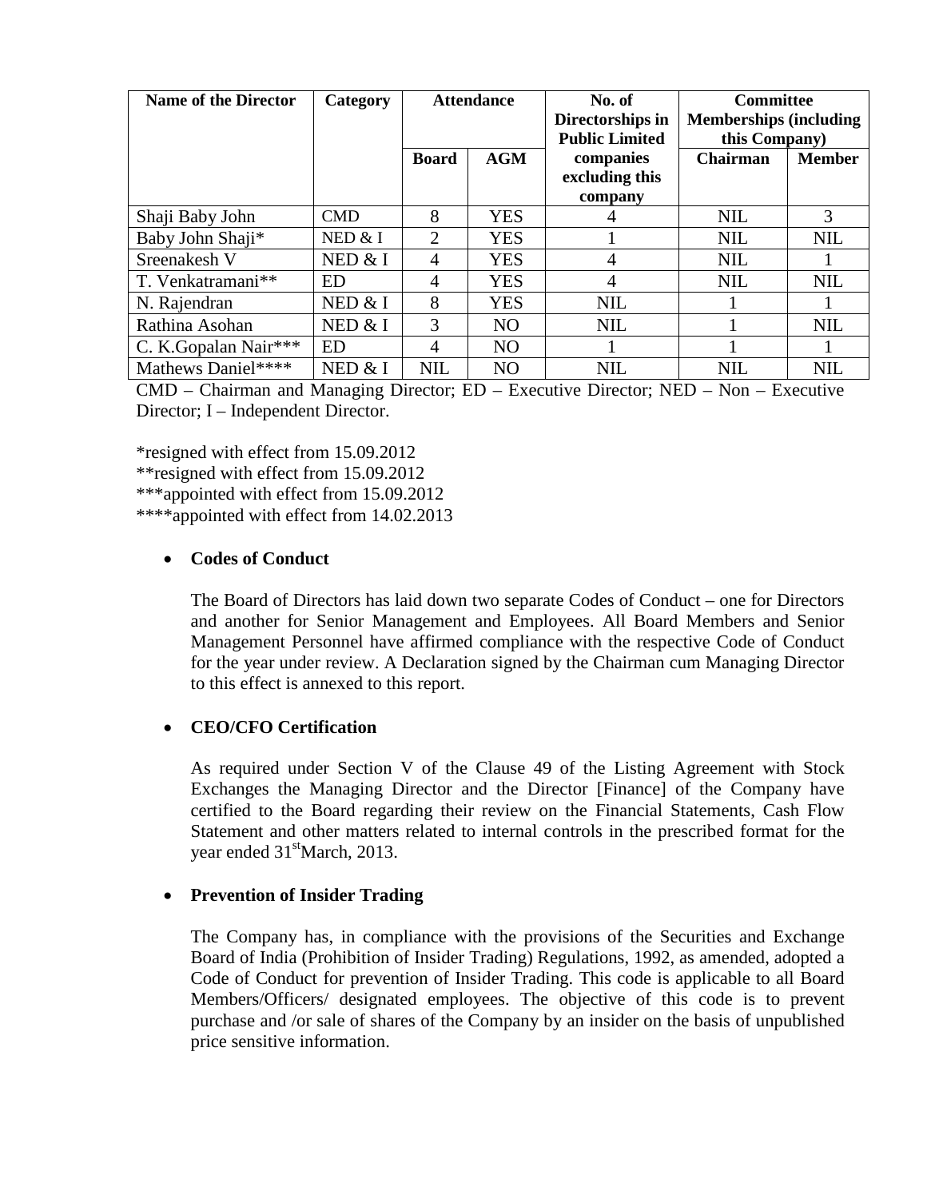| Name of the Director | Category | Attendance | | No. of Directorships in Public Limited companies excluding this company | Committee Memberships (including this Company) | |
|---|---|---|---|---|---|---|
| | | Board | AGM | | Chairman | Member |
| Shaji Baby John | CMD | 8 | YES | 4 | NIL | 3 |
| Baby John Shaji* | NED & I | 2 | YES | 1 | NIL | NIL |
| Sreenakesh V | NED & I | 4 | YES | 4 | NIL | 1 |
| T. Venkatramani** | ED | 4 | YES | 4 | NIL | NIL |
| N. Rajendran | NED & I | 8 | YES | NIL | 1 | 1 |
| Rathina Asohan | NED & I | 3 | NO | NIL | 1 | NIL |
| C. K.Gopalan Nair*** | ED | 4 | NO | 1 | 1 | 1 |
| Mathews Daniel**** | NED & I | NIL | NO | NIL | NIL | NIL |

CMD – Chairman and Managing Director; ED – Executive Director; NED – Non – Executive Director; I – Independent Director.

*resigned with effect from 15.09.2012
**resigned with effect from 15.09.2012
***appointed with effect from 15.09.2012
****appointed with effect from 14.02.2013

- **Codes of Conduct**

  The Board of Directors has laid down two separate Codes of Conduct – one for Directors and another for Senior Management and Employees. All Board Members and Senior Management Personnel have affirmed compliance with the respective Code of Conduct for the year under review. A Declaration signed by the Chairman cum Managing Director to this effect is annexed to this report.

- **CEO/CFO Certification**

  As required under Section V of the Clause 49 of the Listing Agreement with Stock Exchanges the Managing Director and the Director [Finance] of the Company have certified to the Board regarding their review on the Financial Statements, Cash Flow Statement and other matters related to internal controls in the prescribed format for the year ended 31st March, 2013.

- **Prevention of Insider Trading**

  The Company has, in compliance with the provisions of the Securities and Exchange Board of India (Prohibition of Insider Trading) Regulations, 1992, as amended, adopted a Code of Conduct for prevention of Insider Trading. This code is applicable to all Board Members/Officers/ designated employees. The objective of this code is to prevent purchase and /or sale of shares of the Company by an insider on the basis of unpublished price sensitive information.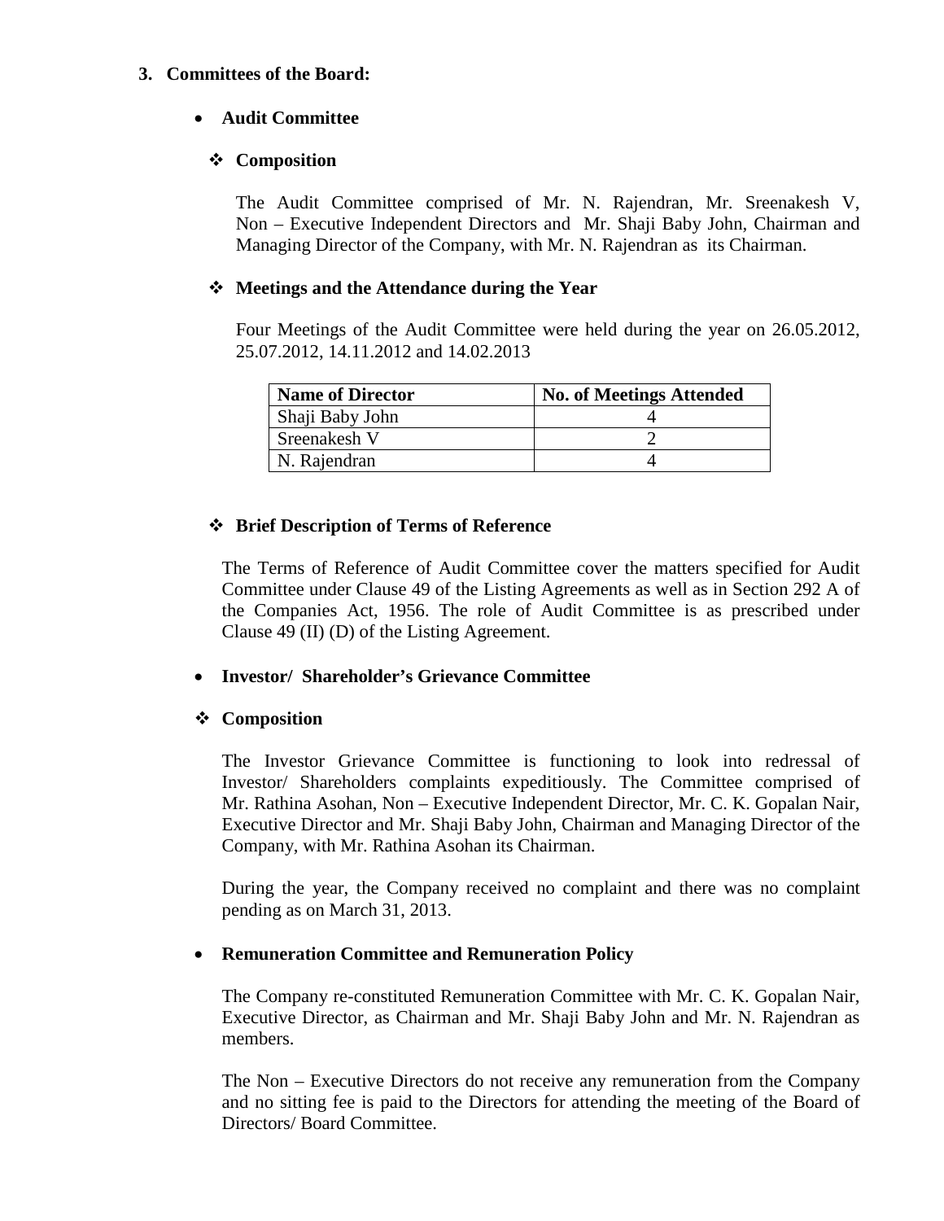## 3. Committees of the Board:

- **Audit Committee**

❖ **Composition**

The Audit Committee comprised of Mr. N. Rajendran, Mr. Sreenakesh V, Non – Executive Independent Directors and Mr. Shaji Baby John, Chairman and Managing Director of the Company, with Mr. N. Rajendran as its Chairman.

❖ **Meetings and the Attendance during the Year**

Four Meetings of the Audit Committee were held during the year on 26.05.2012, 25.07.2012, 14.11.2012 and 14.02.2013

| Name of Director | No. of Meetings Attended |
|---|---|
| Shaji Baby John | 4 |
| Sreenakesh V | 2 |
| N. Rajendran | 4 |

❖ **Brief Description of Terms of Reference**

The Terms of Reference of Audit Committee cover the matters specified for Audit Committee under Clause 49 of the Listing Agreements as well as in Section 292 A of the Companies Act, 1956. The role of Audit Committee is as prescribed under Clause 49 (II) (D) of the Listing Agreement.

- **Investor/ Shareholder's Grievance Committee**

❖ **Composition**

The Investor Grievance Committee is functioning to look into redressal of Investor/ Shareholders complaints expeditiously. The Committee comprised of Mr. Rathina Asohan, Non – Executive Independent Director, Mr. C. K. Gopalan Nair, Executive Director and Mr. Shaji Baby John, Chairman and Managing Director of the Company, with Mr. Rathina Asohan its Chairman.

During the year, the Company received no complaint and there was no complaint pending as on March 31, 2013.

- **Remuneration Committee and Remuneration Policy**

The Company re-constituted Remuneration Committee with Mr. C. K. Gopalan Nair, Executive Director, as Chairman and Mr. Shaji Baby John and Mr. N. Rajendran as members.

The Non – Executive Directors do not receive any remuneration from the Company and no sitting fee is paid to the Directors for attending the meeting of the Board of Directors/ Board Committee.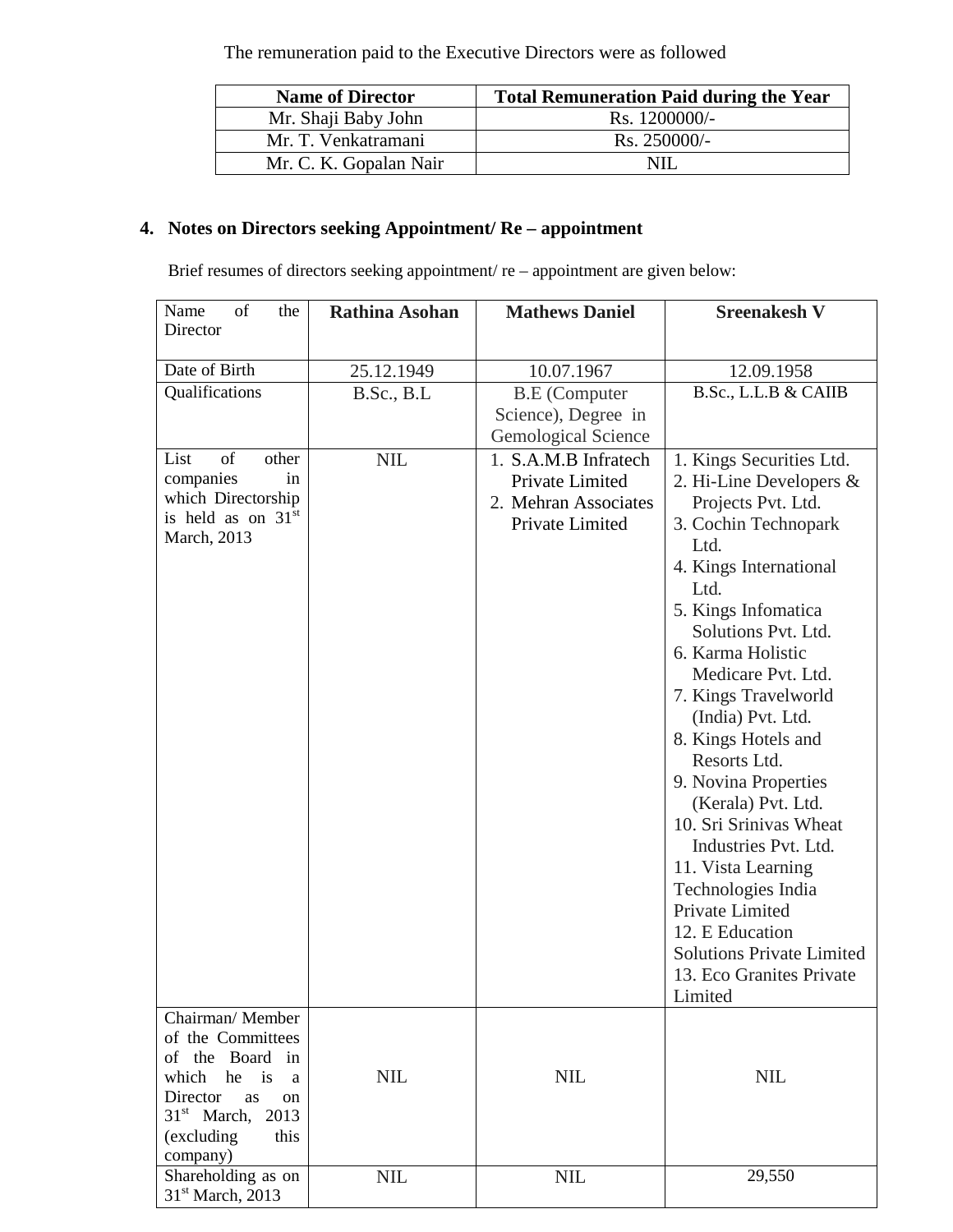The remuneration paid to the Executive Directors were as followed

| Name of Director | Total Remuneration Paid during the Year |
|---|---|
| Mr. Shaji Baby John | Rs. 1200000/- |
| Mr. T. Venkatramani | Rs. 250000/- |
| Mr. C. K. Gopalan Nair | NIL |

## 4. Notes on Directors seeking Appointment/ Re – appointment

Brief resumes of directors seeking appointment/ re – appointment are given below:

| Name of the Director | Rathina Asohan | Mathews Daniel | Sreenakesh V |
|---|---|---|---|
| Date of Birth | 25.12.1949 | 10.07.1967 | 12.09.1958 |
| Qualifications | B.Sc., B.L | B.E (Computer Science), Degree in Gemological Science | B.Sc., L.L.B & CAIIB |
| List of other companies in which Directorship is held as on 31st March, 2013 | NIL | 1. S.A.M.B Infratech Private Limited<br>2. Mehran Associates Private Limited | 1. Kings Securities Ltd.<br>2. Hi-Line Developers & Projects Pvt. Ltd.<br>3. Cochin Technopark Ltd.<br>4. Kings International Ltd.<br>5. Kings Infomatica Solutions Pvt. Ltd.<br>6. Karma Holistic Medicare Pvt. Ltd.<br>7. Kings Travelworld (India) Pvt. Ltd.<br>8. Kings Hotels and Resorts Ltd.<br>9. Novina Properties (Kerala) Pvt. Ltd.<br>10. Sri Srinivas Wheat Industries Pvt. Ltd.<br>11. Vista Learning Technologies India Private Limited<br>12. E Education Solutions Private Limited<br>13. Eco Granites Private Limited |
| Chairman/ Member of the Committees of the Board in which he is a Director as on 31st March, 2013 (excluding this company) | NIL | NIL | NIL |
| Shareholding as on 31st March, 2013 | NIL | NIL | 29,550 |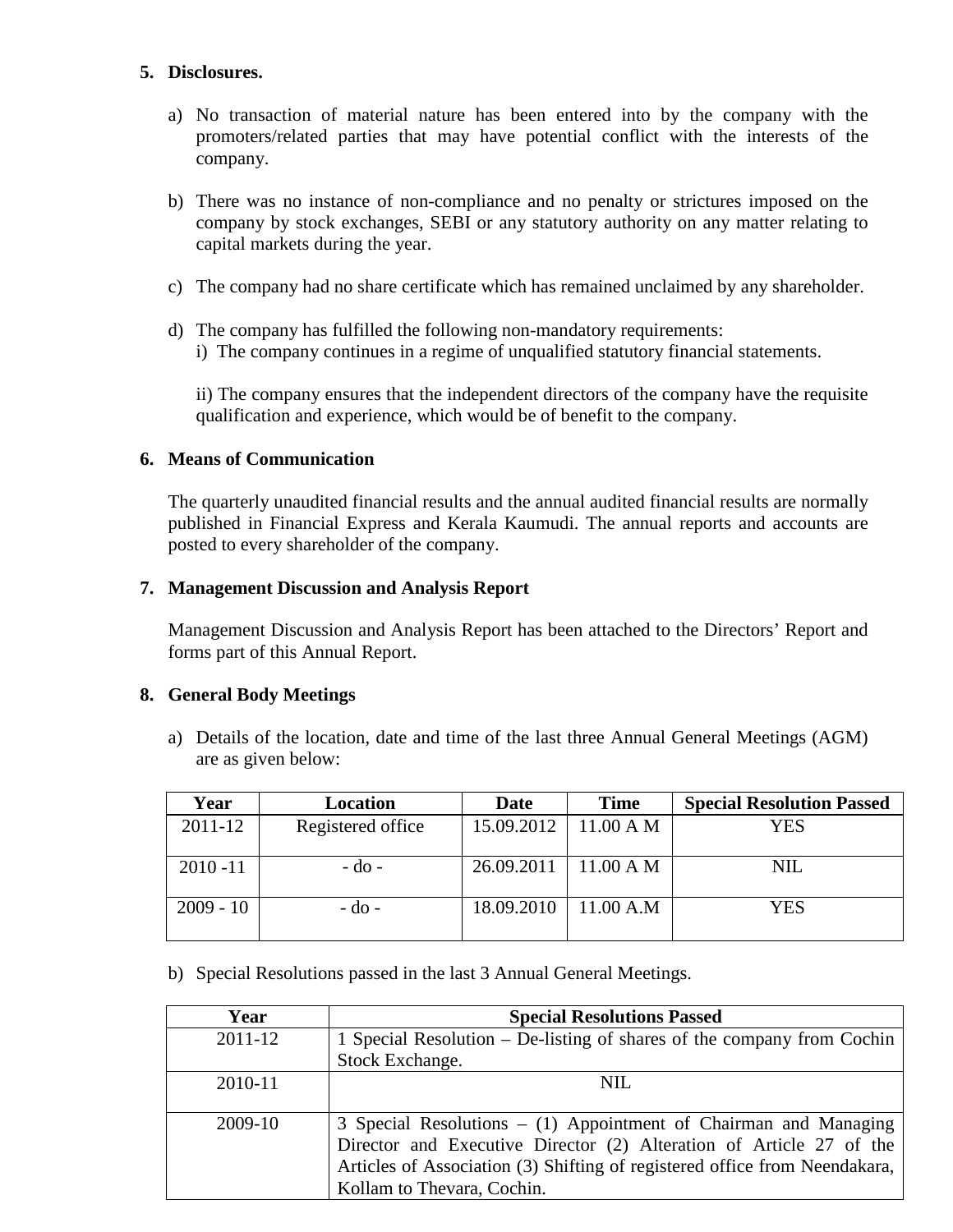## 5. Disclosures.

a) No transaction of material nature has been entered into by the company with the promoters/related parties that may have potential conflict with the interests of the company.

b) There was no instance of non-compliance and no penalty or strictures imposed on the company by stock exchanges, SEBI or any statutory authority on any matter relating to capital markets during the year.

c) The company had no share certificate which has remained unclaimed by any shareholder.

d) The company has fulfilled the following non-mandatory requirements:

   i) The company continues in a regime of unqualified statutory financial statements.

   ii) The company ensures that the independent directors of the company have the requisite qualification and experience, which would be of benefit to the company.

## 6. Means of Communication

The quarterly unaudited financial results and the annual audited financial results are normally published in Financial Express and Kerala Kaumudi. The annual reports and accounts are posted to every shareholder of the company.

## 7. Management Discussion and Analysis Report

Management Discussion and Analysis Report has been attached to the Directors' Report and forms part of this Annual Report.

## 8. General Body Meetings

a) Details of the location, date and time of the last three Annual General Meetings (AGM) are as given below:

| Year | Location | Date | Time | Special Resolution Passed |
|---|---|---|---|---|
| 2011-12 | Registered office | 15.09.2012 | 11.00 A M | YES |
| 2010 -11 | - do - | 26.09.2011 | 11.00 A M | NIL |
| 2009 - 10 | - do - | 18.09.2010 | 11.00 A.M | YES |

b) Special Resolutions passed in the last 3 Annual General Meetings.

| Year | Special Resolutions Passed |
|---|---|
| 2011-12 | 1 Special Resolution – De-listing of shares of the company from Cochin Stock Exchange. |
| 2010-11 | NIL |
| 2009-10 | 3 Special Resolutions – (1) Appointment of Chairman and Managing Director and Executive Director (2) Alteration of Article 27 of the Articles of Association (3) Shifting of registered office from Neendakara, Kollam to Thevara, Cochin. |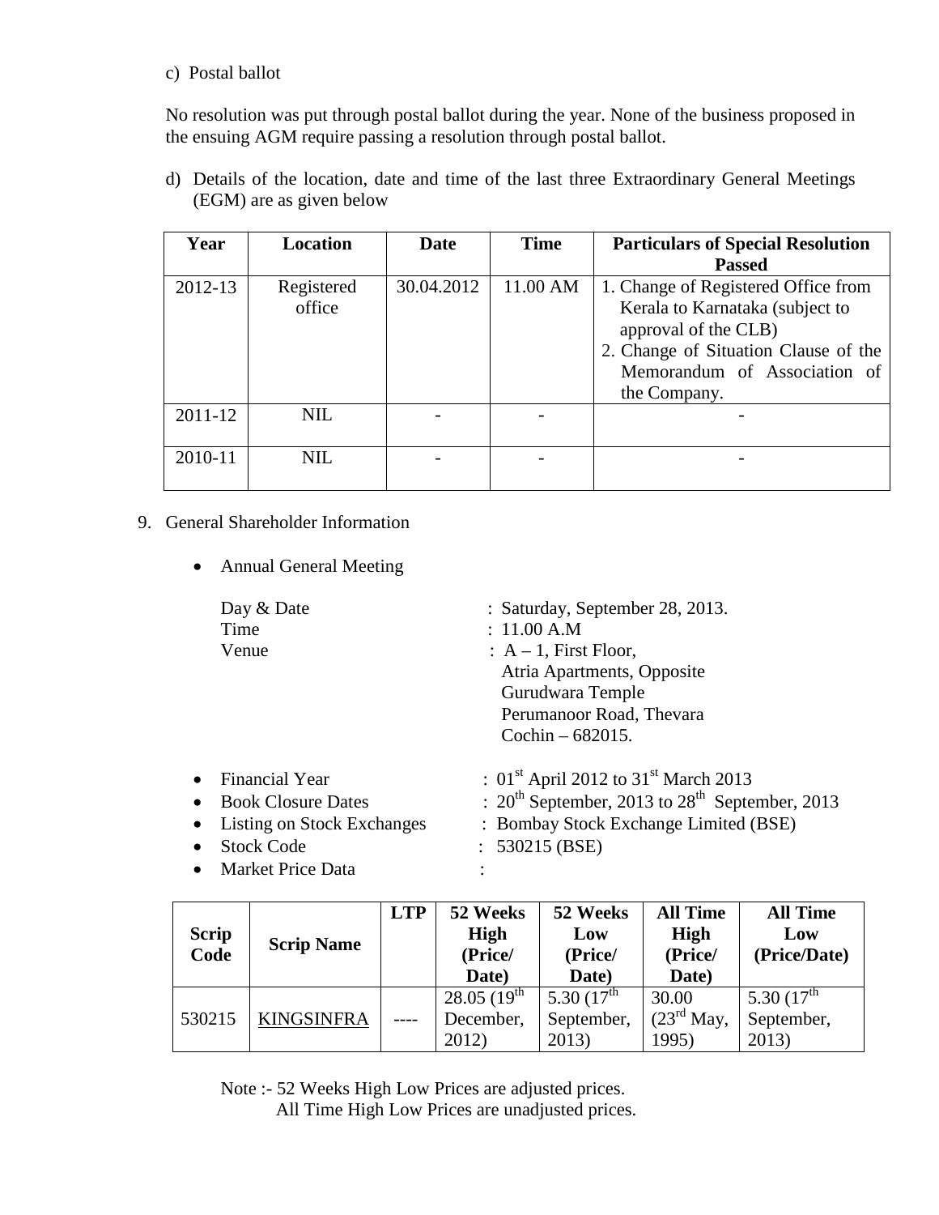c) Postal ballot

No resolution was put through postal ballot during the year. None of the business proposed in the ensuing AGM require passing a resolution through postal ballot.

d) Details of the location, date and time of the last three Extraordinary General Meetings (EGM) are as given below

| Year | Location | Date | Time | Particulars of Special Resolution Passed |
|---|---|---|---|---|
| 2012-13 | Registered office | 30.04.2012 | 11.00 AM | 1. Change of Registered Office from Kerala to Karnataka (subject to approval of the CLB)<br>2. Change of Situation Clause of the Memorandum of Association of the Company. |
| 2011-12 | NIL | - | - | - |
| 2010-11 | NIL | - | - | - |

9. General Shareholder Information

- Annual General Meeting

  Day & Date : Saturday, September 28, 2013.
  Time : 11.00 A.M
  Venue : A – 1, First Floor, Atria Apartments, Opposite Gurudwara Temple Perumanoor Road, Thevara Cochin – 682015.

- Financial Year : 01st April 2012 to 31st March 2013
- Book Closure Dates : 20th September, 2013 to 28th September, 2013
- Listing on Stock Exchanges : Bombay Stock Exchange Limited (BSE)
- Stock Code : 530215 (BSE)
- Market Price Data :

| Scrip Code | Scrip Name | LTP | 52 Weeks High (Price/ Date) | 52 Weeks Low (Price/ Date) | All Time High (Price/ Date) | All Time Low (Price/Date) |
|---|---|---|---|---|---|---|
| 530215 | KINGSINFRA | ---- | 28.05 (19th December, 2012) | 5.30 (17th September, 2013) | 30.00 (23rd May, 1995) | 5.30 (17th September, 2013) |

Note :- 52 Weeks High Low Prices are adjusted prices.
All Time High Low Prices are unadjusted prices.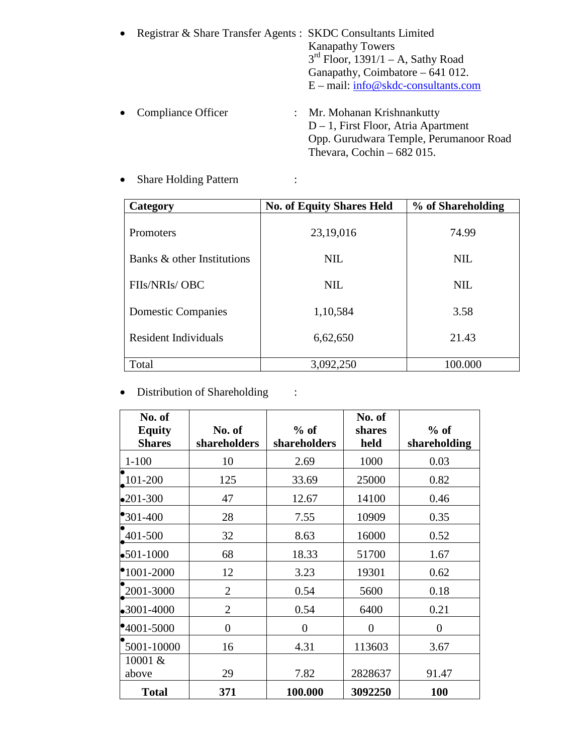- Registrar & Share Transfer Agents : SKDC Consultants Limited
  Kanapathy Towers
  3rd Floor, 1391/1 – A, Sathy Road
  Ganapathy, Coimbatore – 641 012.
  E – mail: info@skdc-consultants.com

- Compliance Officer : Mr. Mohanan Krishnankutty
  D – 1, First Floor, Atria Apartment
  Opp. Gurudwara Temple, Perumanoor Road
  Thevara, Cochin – 682 015.

- Share Holding Pattern :

| Category | No. of Equity Shares Held | % of Shareholding |
|---|---|---|
| Promoters | 23,19,016 | 74.99 |
| Banks & other Institutions | NIL | NIL |
| FIIs/NRIs/ OBC | NIL | NIL |
| Domestic Companies | 1,10,584 | 3.58 |
| Resident Individuals | 6,62,650 | 21.43 |
| Total | 3,092,250 | 100.000 |

- Distribution of Shareholding :

| No. of Equity Shares | No. of shareholders | % of shareholders | No. of shares held | % of shareholding |
|---|---|---|---|---|
| 1-100 | 10 | 2.69 | 1000 | 0.03 |
| 101-200 | 125 | 33.69 | 25000 | 0.82 |
| 201-300 | 47 | 12.67 | 14100 | 0.46 |
| 301-400 | 28 | 7.55 | 10909 | 0.35 |
| 401-500 | 32 | 8.63 | 16000 | 0.52 |
| 501-1000 | 68 | 18.33 | 51700 | 1.67 |
| 1001-2000 | 12 | 3.23 | 19301 | 0.62 |
| 2001-3000 | 2 | 0.54 | 5600 | 0.18 |
| 3001-4000 | 2 | 0.54 | 6400 | 0.21 |
| 4001-5000 | 0 | 0 | 0 | 0 |
| 5001-10000 | 16 | 4.31 | 113603 | 3.67 |
| 10001 & above | 29 | 7.82 | 2828637 | 91.47 |
| **Total** | **371** | **100.000** | **3092250** | **100** |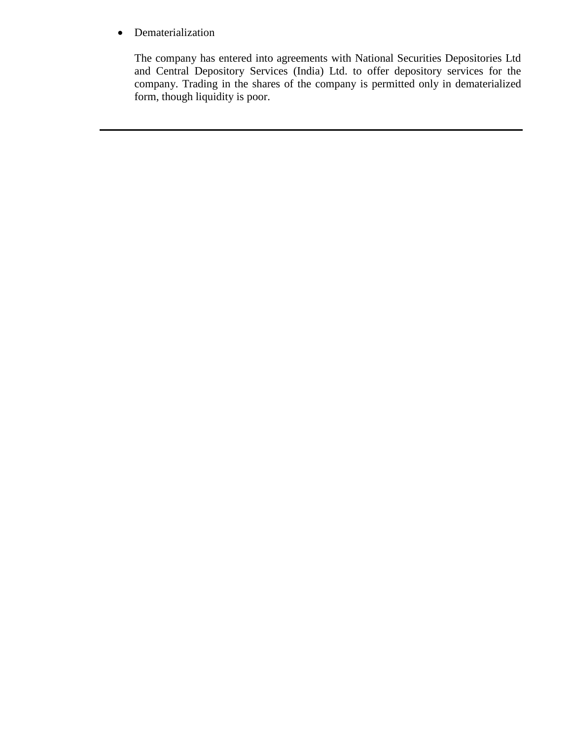- Dematerialization

  The company has entered into agreements with National Securities Depositories Ltd and Central Depository Services (India) Ltd. to offer depository services for the company. Trading in the shares of the company is permitted only in dematerialized form, though liquidity is poor.

---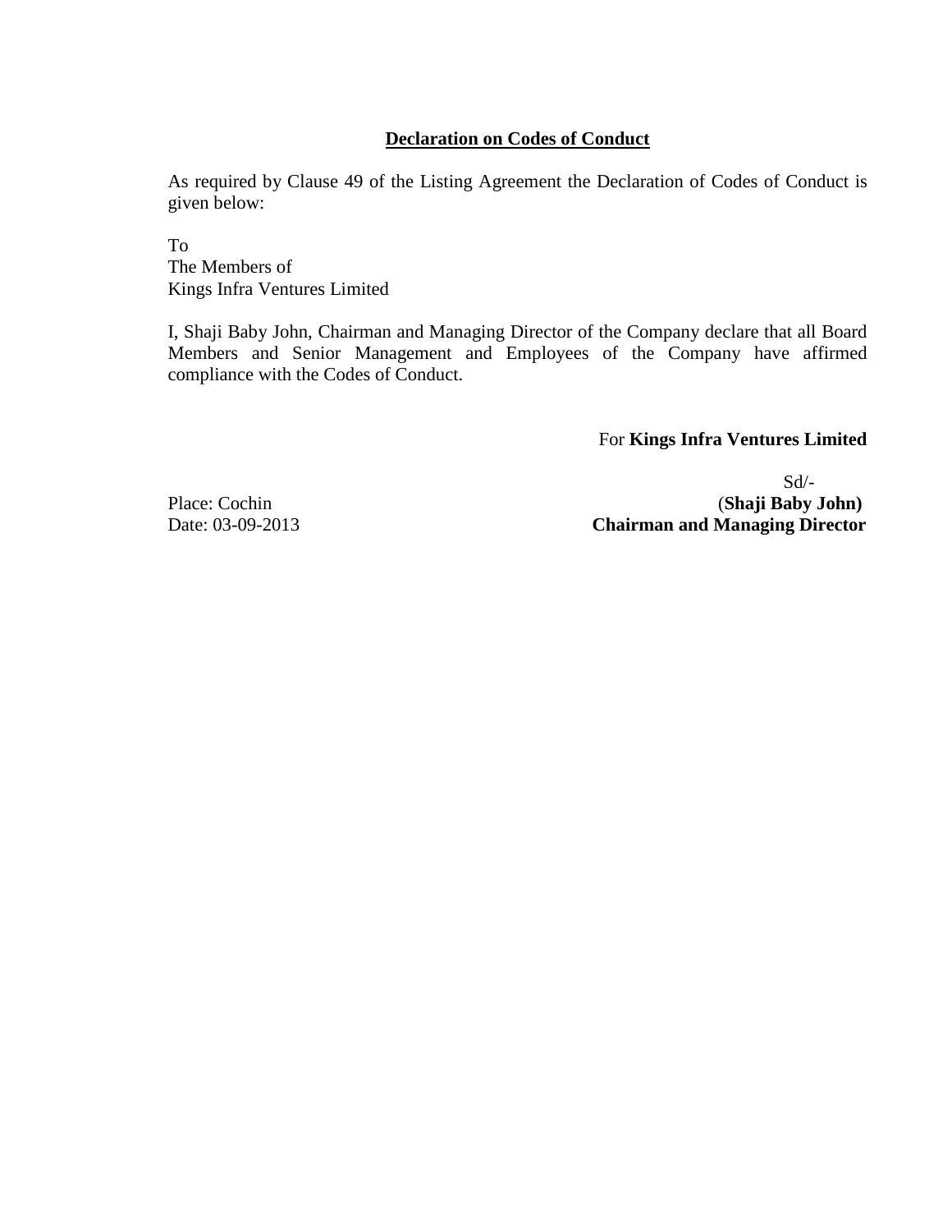## Declaration on Codes of Conduct

As required by Clause 49 of the Listing Agreement the Declaration of Codes of Conduct is given below:

To
The Members of
Kings Infra Ventures Limited

I, Shaji Baby John, Chairman and Managing Director of the Company declare that all Board Members and Senior Management and Employees of the Company have affirmed compliance with the Codes of Conduct.

For **Kings Infra Ventures Limited**

Sd/-
(**Shaji Baby John)**
**Chairman and Managing Director**

Place: Cochin
Date: 03-09-2013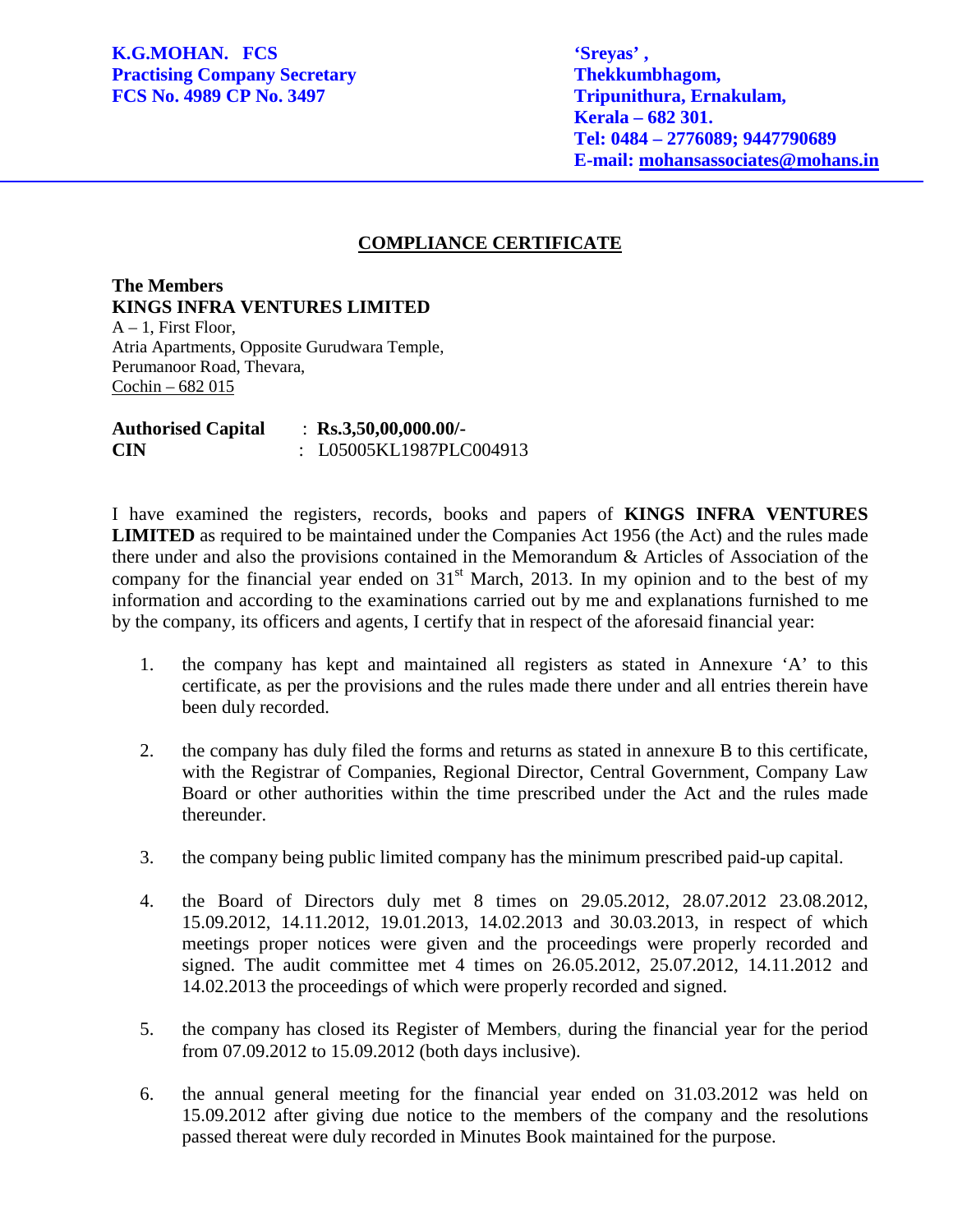**K.G.MOHAN. FCS**
**Practising Company Secretary**
**FCS No. 4989 CP No. 3497**

**'Sreyas' ,**
**Thekkumbhagom,**
**Tripunithura, Ernakulam,**
**Kerala – 682 301.**
**Tel: 0484 – 2776089; 9447790689**
**E-mail: mohansassociates@mohans.in**

---

## COMPLIANCE CERTIFICATE

**The Members**
**KINGS INFRA VENTURES LIMITED**
A – 1, First Floor,
Atria Apartments, Opposite Gurudwara Temple,
Perumanoor Road, Thevara,
Cochin – 682 015

**Authorised Capital** : **Rs.3,50,00,000.00/-**
**CIN** : L05005KL1987PLC004913

I have examined the registers, records, books and papers of **KINGS INFRA VENTURES LIMITED** as required to be maintained under the Companies Act 1956 (the Act) and the rules made there under and also the provisions contained in the Memorandum & Articles of Association of the company for the financial year ended on 31st March, 2013. In my opinion and to the best of my information and according to the examinations carried out by me and explanations furnished to me by the company, its officers and agents, I certify that in respect of the aforesaid financial year:

1. the company has kept and maintained all registers as stated in Annexure 'A' to this certificate, as per the provisions and the rules made there under and all entries therein have been duly recorded.

2. the company has duly filed the forms and returns as stated in annexure B to this certificate, with the Registrar of Companies, Regional Director, Central Government, Company Law Board or other authorities within the time prescribed under the Act and the rules made thereunder.

3. the company being public limited company has the minimum prescribed paid-up capital.

4. the Board of Directors duly met 8 times on 29.05.2012, 28.07.2012 23.08.2012, 15.09.2012, 14.11.2012, 19.01.2013, 14.02.2013 and 30.03.2013, in respect of which meetings proper notices were given and the proceedings were properly recorded and signed. The audit committee met 4 times on 26.05.2012, 25.07.2012, 14.11.2012 and 14.02.2013 the proceedings of which were properly recorded and signed.

5. the company has closed its Register of Members, during the financial year for the period from 07.09.2012 to 15.09.2012 (both days inclusive).

6. the annual general meeting for the financial year ended on 31.03.2012 was held on 15.09.2012 after giving due notice to the members of the company and the resolutions passed thereat were duly recorded in Minutes Book maintained for the purpose.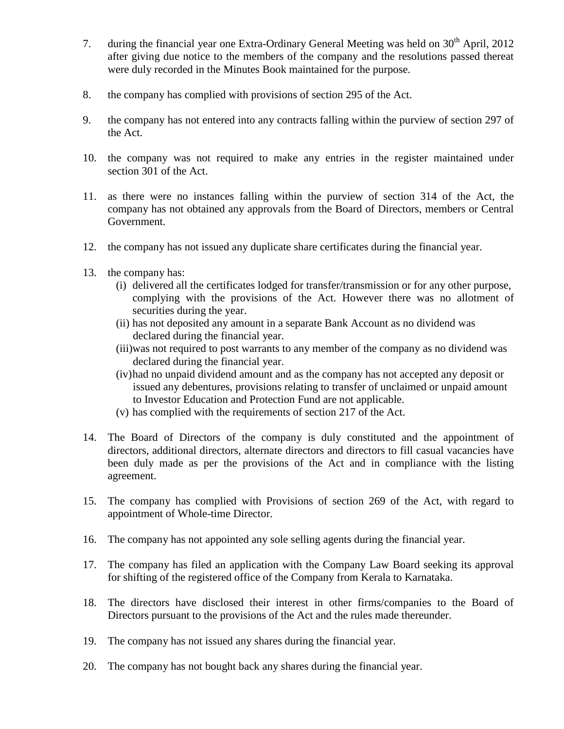7. during the financial year one Extra-Ordinary General Meeting was held on 30th April, 2012 after giving due notice to the members of the company and the resolutions passed thereat were duly recorded in the Minutes Book maintained for the purpose.

8. the company has complied with provisions of section 295 of the Act.

9. the company has not entered into any contracts falling within the purview of section 297 of the Act.

10. the company was not required to make any entries in the register maintained under section 301 of the Act.

11. as there were no instances falling within the purview of section 314 of the Act, the company has not obtained any approvals from the Board of Directors, members or Central Government.

12. the company has not issued any duplicate share certificates during the financial year.

13. the company has:
    (i) delivered all the certificates lodged for transfer/transmission or for any other purpose, complying with the provisions of the Act. However there was no allotment of securities during the year.
    (ii) has not deposited any amount in a separate Bank Account as no dividend was declared during the financial year.
    (iii) was not required to post warrants to any member of the company as no dividend was declared during the financial year.
    (iv) had no unpaid dividend amount and as the company has not accepted any deposit or issued any debentures, provisions relating to transfer of unclaimed or unpaid amount to Investor Education and Protection Fund are not applicable.
    (v) has complied with the requirements of section 217 of the Act.

14. The Board of Directors of the company is duly constituted and the appointment of directors, additional directors, alternate directors and directors to fill casual vacancies have been duly made as per the provisions of the Act and in compliance with the listing agreement.

15. The company has complied with Provisions of section 269 of the Act, with regard to appointment of Whole-time Director.

16. The company has not appointed any sole selling agents during the financial year.

17. The company has filed an application with the Company Law Board seeking its approval for shifting of the registered office of the Company from Kerala to Karnataka.

18. The directors have disclosed their interest in other firms/companies to the Board of Directors pursuant to the provisions of the Act and the rules made thereunder.

19. The company has not issued any shares during the financial year.

20. The company has not bought back any shares during the financial year.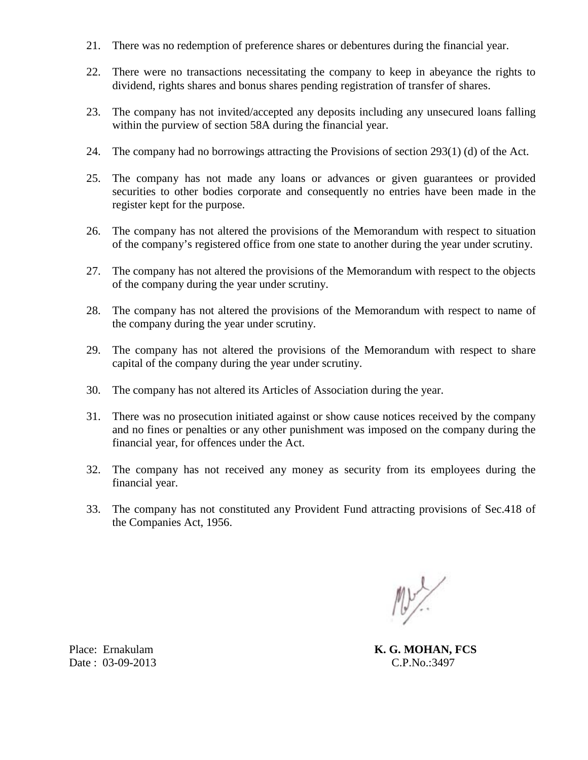21. There was no redemption of preference shares or debentures during the financial year.

22. There were no transactions necessitating the company to keep in abeyance the rights to dividend, rights shares and bonus shares pending registration of transfer of shares.

23. The company has not invited/accepted any deposits including any unsecured loans falling within the purview of section 58A during the financial year.

24. The company had no borrowings attracting the Provisions of section 293(1) (d) of the Act.

25. The company has not made any loans or advances or given guarantees or provided securities to other bodies corporate and consequently no entries have been made in the register kept for the purpose.

26. The company has not altered the provisions of the Memorandum with respect to situation of the company's registered office from one state to another during the year under scrutiny.

27. The company has not altered the provisions of the Memorandum with respect to the objects of the company during the year under scrutiny.

28. The company has not altered the provisions of the Memorandum with respect to name of the company during the year under scrutiny.

29. The company has not altered the provisions of the Memorandum with respect to share capital of the company during the year under scrutiny.

30. The company has not altered its Articles of Association during the year.

31. There was no prosecution initiated against or show cause notices received by the company and no fines or penalties or any other punishment was imposed on the company during the financial year, for offences under the Act.

32. The company has not received any money as security from its employees during the financial year.

33. The company has not constituted any Provident Fund attracting provisions of Sec.418 of the Companies Act, 1956.

Place: Ernakulam
Date : 03-09-2013

**K. G. MOHAN, FCS**
C.P.No.:3497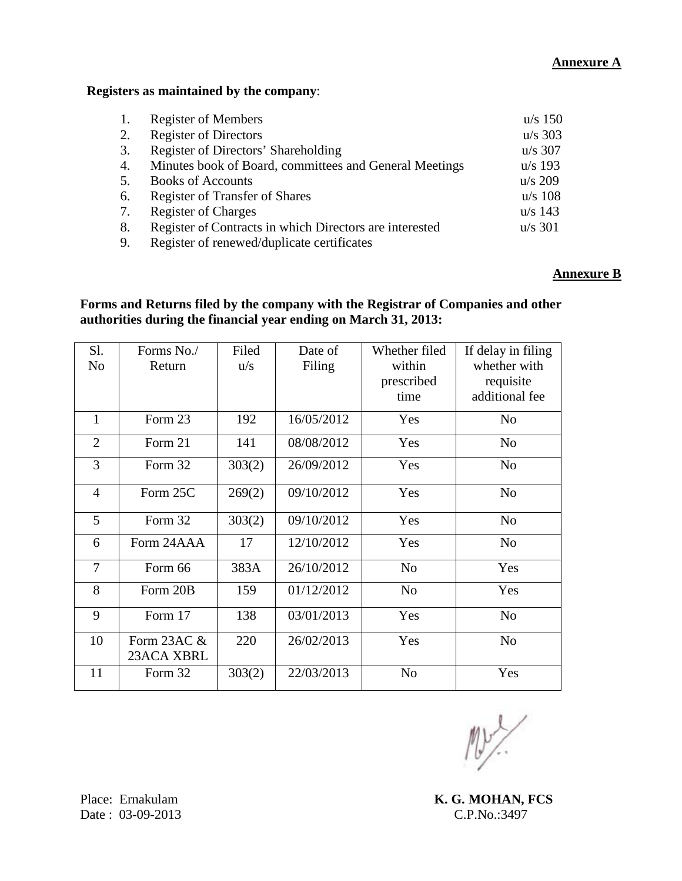**Annexure A**

**Registers as maintained by the company**:

| | | |
|---|---|---|
| 1. | Register of Members | u/s 150 |
| 2. | Register of Directors | u/s 303 |
| 3. | Register of Directors' Shareholding | u/s 307 |
| 4. | Minutes book of Board, committees and General Meetings | u/s 193 |
| 5. | Books of Accounts | u/s 209 |
| 6. | Register of Transfer of Shares | u/s 108 |
| 7. | Register of Charges | u/s 143 |
| 8. | Register of Contracts in which Directors are interested | u/s 301 |
| 9. | Register of renewed/duplicate certificates | |

**Annexure B**

**Forms and Returns filed by the company with the Registrar of Companies and other authorities during the financial year ending on March 31, 2013:**

| Sl. No | Forms No./ Return | Filed u/s | Date of Filing | Whether filed within prescribed time | If delay in filing whether with requisite additional fee |
|---|---|---|---|---|---|
| 1 | Form 23 | 192 | 16/05/2012 | Yes | No |
| 2 | Form 21 | 141 | 08/08/2012 | Yes | No |
| 3 | Form 32 | 303(2) | 26/09/2012 | Yes | No |
| 4 | Form 25C | 269(2) | 09/10/2012 | Yes | No |
| 5 | Form 32 | 303(2) | 09/10/2012 | Yes | No |
| 6 | Form 24AAA | 17 | 12/10/2012 | Yes | No |
| 7 | Form 66 | 383A | 26/10/2012 | No | Yes |
| 8 | Form 20B | 159 | 01/12/2012 | No | Yes |
| 9 | Form 17 | 138 | 03/01/2013 | Yes | No |
| 10 | Form 23AC & 23ACA XBRL | 220 | 26/02/2013 | Yes | No |
| 11 | Form 32 | 303(2) | 22/03/2013 | No | Yes |

Place: Ernakulam
Date : 03-09-2013

**K. G. MOHAN, FCS**
C.P.No.:3497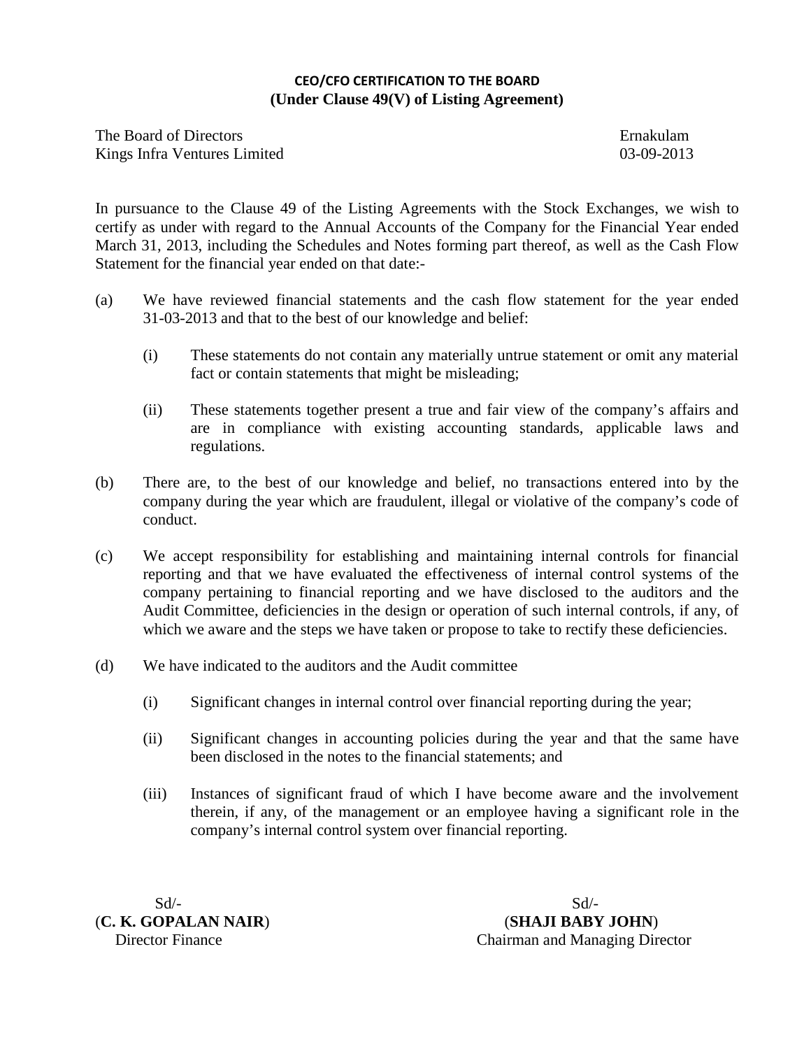**CEO/CFO CERTIFICATION TO THE BOARD**
**(Under Clause 49(V) of Listing Agreement)**

The Board of Directors
Kings Infra Ventures Limited

Ernakulam
03-09-2013

In pursuance to the Clause 49 of the Listing Agreements with the Stock Exchanges, we wish to certify as under with regard to the Annual Accounts of the Company for the Financial Year ended March 31, 2013, including the Schedules and Notes forming part thereof, as well as the Cash Flow Statement for the financial year ended on that date:-

(a) We have reviewed financial statements and the cash flow statement for the year ended 31-03-2013 and that to the best of our knowledge and belief:

   (i) These statements do not contain any materially untrue statement or omit any material fact or contain statements that might be misleading;

   (ii) These statements together present a true and fair view of the company's affairs and are in compliance with existing accounting standards, applicable laws and regulations.

(b) There are, to the best of our knowledge and belief, no transactions entered into by the company during the year which are fraudulent, illegal or violative of the company's code of conduct.

(c) We accept responsibility for establishing and maintaining internal controls for financial reporting and that we have evaluated the effectiveness of internal control systems of the company pertaining to financial reporting and we have disclosed to the auditors and the Audit Committee, deficiencies in the design or operation of such internal controls, if any, of which we aware and the steps we have taken or propose to take to rectify these deficiencies.

(d) We have indicated to the auditors and the Audit committee

   (i) Significant changes in internal control over financial reporting during the year;

   (ii) Significant changes in accounting policies during the year and that the same have been disclosed in the notes to the financial statements; and

   (iii) Instances of significant fraud of which I have become aware and the involvement therein, if any, of the management or an employee having a significant role in the company's internal control system over financial reporting.

Sd/-
(**C. K. GOPALAN NAIR**)
Director Finance

Sd/-
(**SHAJI BABY JOHN**)
Chairman and Managing Director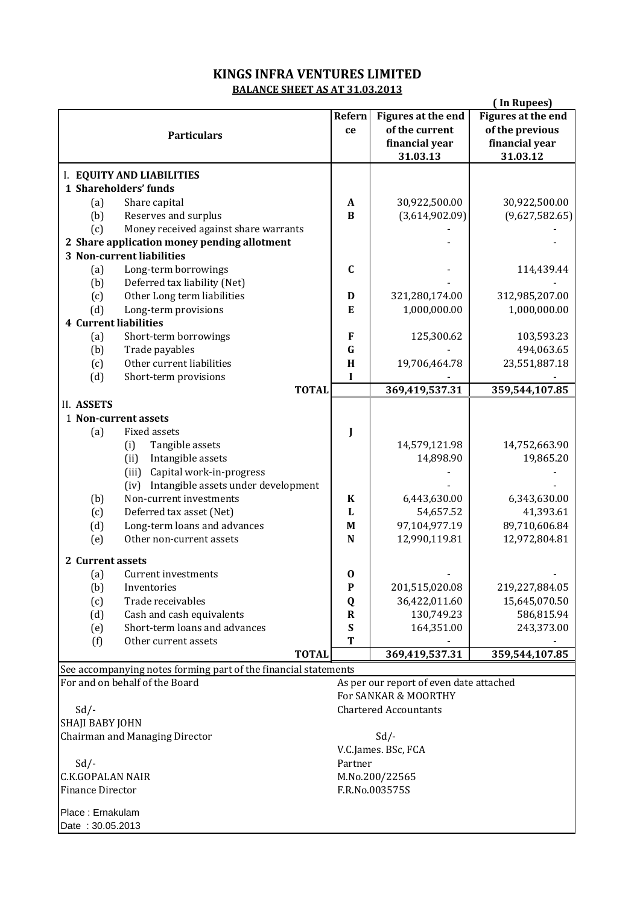# KINGS INFRA VENTURES LIMITED

## BALANCE SHEET AS AT 31.03.2013

( In Rupees)

| Particulars | Reference | Figures at the end of the current financial year 31.03.13 | Figures at the end of the previous financial year 31.03.12 |
|---|---|---|---|
| **I. EQUITY AND LIABILITIES** | | | |
| **1 Shareholders' funds** | | | |
| (a) Share capital | A | 30,922,500.00 | 30,922,500.00 |
| (b) Reserves and surplus | B | (3,614,902.09) | (9,627,582.65) |
| (c) Money received against share warrants | | - | - |
| **2 Share application money pending allotment** | | - | - |
| **3 Non-current liabilities** | | | |
| (a) Long-term borrowings | C | - | 114,439.44 |
| (b) Deferred tax liability (Net) | | - | - |
| (c) Other Long term liabilities | D | 321,280,174.00 | 312,985,207.00 |
| (d) Long-term provisions | E | 1,000,000.00 | 1,000,000.00 |
| **4 Current liabilities** | | | |
| (a) Short-term borrowings | F | 125,300.62 | 103,593.23 |
| (b) Trade payables | G | - | 494,063.65 |
| (c) Other current liabilities | H | 19,706,464.78 | 23,551,887.18 |
| (d) Short-term provisions | I | - | - |
| **TOTAL** | | **369,419,537.31** | **359,544,107.85** |
| **II. ASSETS** | | | |
| **1 Non-current assets** | | | |
| (a) Fixed assets | J | | |
| (i) Tangible assets | | 14,579,121.98 | 14,752,663.90 |
| (ii) Intangible assets | | 14,898.90 | 19,865.20 |
| (iii) Capital work-in-progress | | - | - |
| (iv) Intangible assets under development | | - | - |
| (b) Non-current investments | K | 6,443,630.00 | 6,343,630.00 |
| (c) Deferred tax asset (Net) | L | 54,657.52 | 41,393.61 |
| (d) Long-term loans and advances | M | 97,104,977.19 | 89,710,606.84 |
| (e) Other non-current assets | N | 12,990,119.81 | 12,972,804.81 |
| **2 Current assets** | | | |
| (a) Current investments | O | - | - |
| (b) Inventories | P | 201,515,020.08 | 219,227,884.05 |
| (c) Trade receivables | Q | 36,422,011.60 | 15,645,070.50 |
| (d) Cash and cash equivalents | R | 130,749.23 | 586,815.94 |
| (e) Short-term loans and advances | S | 164,351.00 | 243,373.00 |
| (f) Other current assets | T | - | - |
| **TOTAL** | | **369,419,537.31** | **359,544,107.85** |

See accompanying notes forming part of the financial statements

For and on behalf of the Board

Sd/-
SHAJI BABY JOHN
Chairman and Managing Director

Sd/-
C.K.GOPALAN NAIR
Finance Director

Place : Ernakulam
Date : 30.05.2013

As per our report of even date attached
For SANKAR & MOORTHY
Chartered Accountants

Sd/-
V.C.James. BSc, FCA
Partner
M.No.200/22565
F.R.No.003575S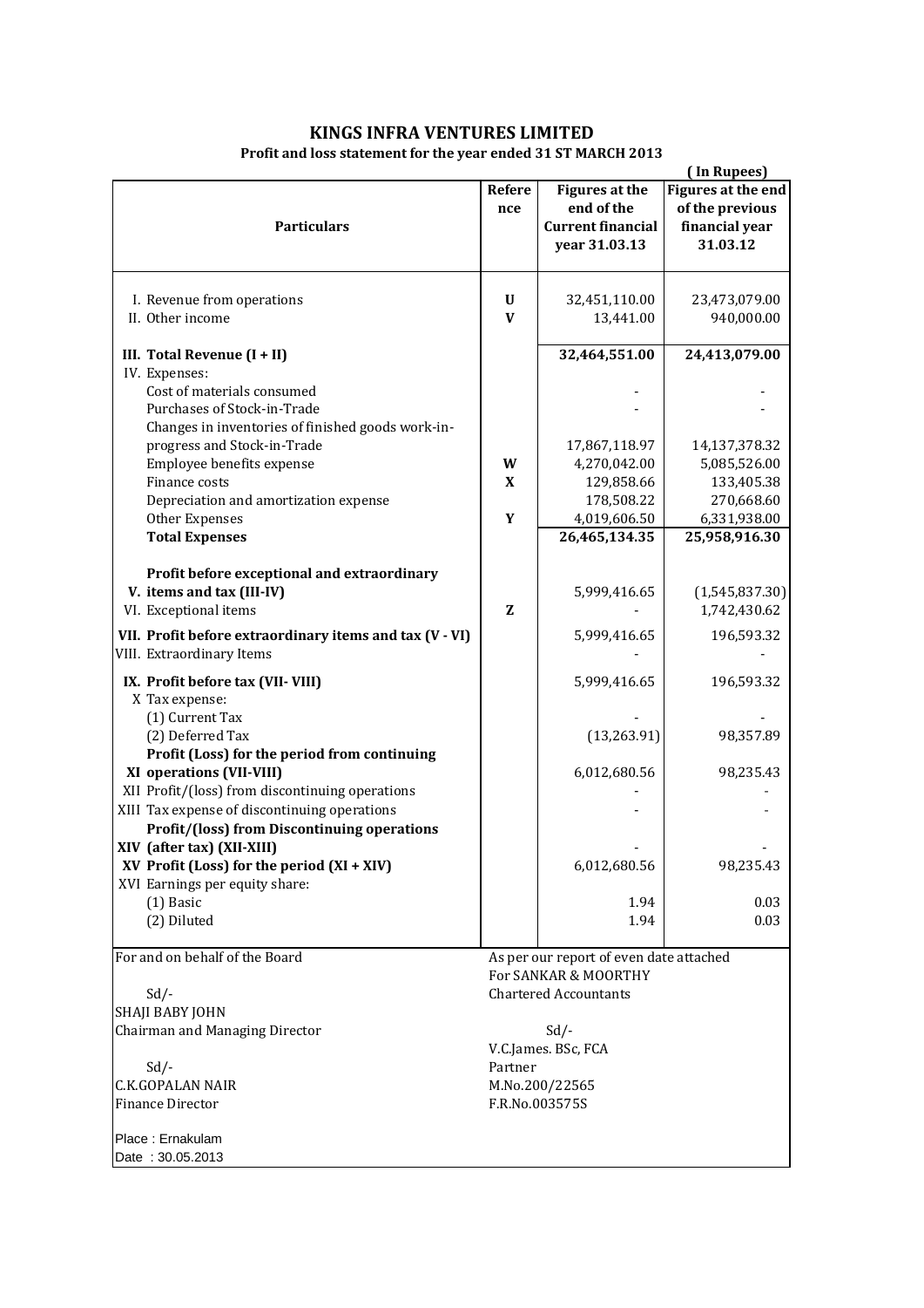# KINGS INFRA VENTURES LIMITED

**Profit and loss statement for the year ended 31 ST MARCH 2013**

**( In Rupees)**

| Particulars | Reference | Figures at the end of the Current financial year 31.03.13 | Figures at the end of the previous financial year 31.03.12 |
|---|---|---|---|
| I. Revenue from operations | U | 32,451,110.00 | 23,473,079.00 |
| II. Other income | V | 13,441.00 | 940,000.00 |
| **III. Total Revenue (I + II)** | | **32,464,551.00** | **24,413,079.00** |
| IV. Expenses: | | | |
| Cost of materials consumed | | - | - |
| Purchases of Stock-in-Trade | | - | - |
| Changes in inventories of finished goods work-in-progress and Stock-in-Trade | | 17,867,118.97 | 14,137,378.32 |
| Employee benefits expense | W | 4,270,042.00 | 5,085,526.00 |
| Finance costs | X | 129,858.66 | 133,405.38 |
| Depreciation and amortization expense | | 178,508.22 | 270,668.60 |
| Other Expenses | Y | 4,019,606.50 | 6,331,938.00 |
| **Total Expenses** | | **26,465,134.35** | **25,958,916.30** |
| **V. Profit before exceptional and extraordinary items and tax (III-IV)** | | 5,999,416.65 | (1,545,837.30) |
| VI. Exceptional items | Z | - | 1,742,430.62 |
| **VII. Profit before extraordinary items and tax (V - VI)** | | 5,999,416.65 | 196,593.32 |
| VIII. Extraordinary Items | | - | - |
| **IX. Profit before tax (VII- VIII)** | | 5,999,416.65 | 196,593.32 |
| X Tax expense: | | | |
| (1) Current Tax | | - | - |
| (2) Deferred Tax | | (13,263.91) | 98,357.89 |
| **XI Profit (Loss) for the period from continuing operations (VII-VIII)** | | 6,012,680.56 | 98,235.43 |
| XII Profit/(loss) from discontinuing operations | | - | - |
| XIII Tax expense of discontinuing operations | | - | - |
| **XIV Profit/(loss) from Discontinuing operations (after tax) (XII-XIII)** | | - | - |
| **XV Profit (Loss) for the period (XI + XIV)** | | 6,012,680.56 | 98,235.43 |
| XVI Earnings per equity share: | | | |
| (1) Basic | | 1.94 | 0.03 |
| (2) Diluted | | 1.94 | 0.03 |

For and on behalf of the Board

Sd/-
SHAJI BABY JOHN
Chairman and Managing Director

Sd/-
C.K.GOPALAN NAIR
Finance Director

As per our report of even date attached
For SANKAR & MOORTHY
Chartered Accountants

Sd/-
V.C.James. BSc, FCA
Partner
M.No.200/22565
F.R.No.003575S

Place : Ernakulam
Date : 30.05.2013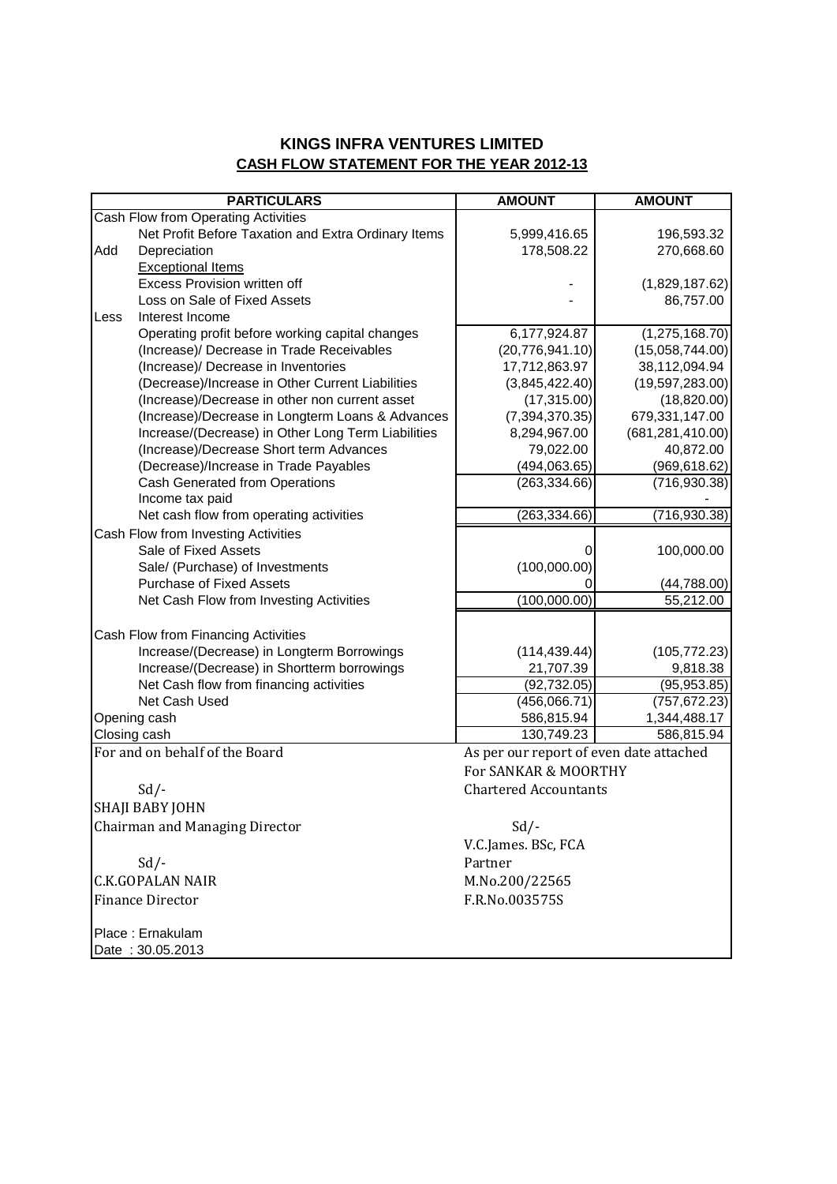# KINGS INFRA VENTURES LIMITED

## CASH FLOW STATEMENT FOR THE YEAR 2012-13

| | PARTICULARS | AMOUNT | AMOUNT |
|---|---|---|---|
| Cash Flow from Operating Activities | | | |
| | Net Profit Before Taxation and Extra Ordinary Items | 5,999,416.65 | 196,593.32 |
| Add | Depreciation | 178,508.22 | 270,668.60 |
| | Exceptional Items | | |
| | Excess Provision written off | - | (1,829,187.62) |
| | Loss on Sale of Fixed Assets | - | 86,757.00 |
| Less | Interest Income | | |
| | Operating profit before working capital changes | 6,177,924.87 | (1,275,168.70) |
| | (Increase)/ Decrease in Trade Receivables | (20,776,941.10) | (15,058,744.00) |
| | (Increase)/ Decrease in Inventories | 17,712,863.97 | 38,112,094.94 |
| | (Decrease)/Increase in Other Current Liabilities | (3,845,422.40) | (19,597,283.00) |
| | (Increase)/Decrease in other non current asset | (17,315.00) | (18,820.00) |
| | (Increase)/Decrease in Longterm Loans & Advances | (7,394,370.35) | 679,331,147.00 |
| | Increase/(Decrease) in Other Long Term Liabilities | 8,294,967.00 | (681,281,410.00) |
| | (Increase)/Decrease Short term Advances | 79,022.00 | 40,872.00 |
| | (Decrease)/Increase in Trade Payables | (494,063.65) | (969,618.62) |
| | Cash Generated from Operations | (263,334.66) | (716,930.38) |
| | Income tax paid | | - |
| | Net cash flow from operating activities | (263,334.66) | (716,930.38) |
| Cash Flow from Investing Activities | | | |
| | Sale of Fixed Assets | 0 | 100,000.00 |
| | Sale/ (Purchase) of Investments | (100,000.00) | |
| | Purchase of Fixed Assets | 0 | (44,788.00) |
| | Net Cash Flow from Investing Activities | (100,000.00) | 55,212.00 |
| Cash Flow from Financing Activities | | | |
| | Increase/(Decrease) in Longterm Borrowings | (114,439.44) | (105,772.23) |
| | Increase/(Decrease) in Shortterm borrowings | 21,707.39 | 9,818.38 |
| | Net Cash flow from financing activities | (92,732.05) | (95,953.85) |
| | Net Cash Used | (456,066.71) | (757,672.23) |
| Opening cash | | 586,815.94 | 1,344,488.17 |
| Closing cash | | 130,749.23 | 586,815.94 |

For and on behalf of the Board

Sd/-
SHAJI BABY JOHN
Chairman and Managing Director

Sd/-
C.K.GOPALAN NAIR
Finance Director

As per our report of even date attached
For SANKAR & MOORTHY
Chartered Accountants

Sd/-
V.C.James. BSc, FCA
Partner
M.No.200/22565
F.R.No.003575S

Place : Ernakulam
Date : 30.05.2013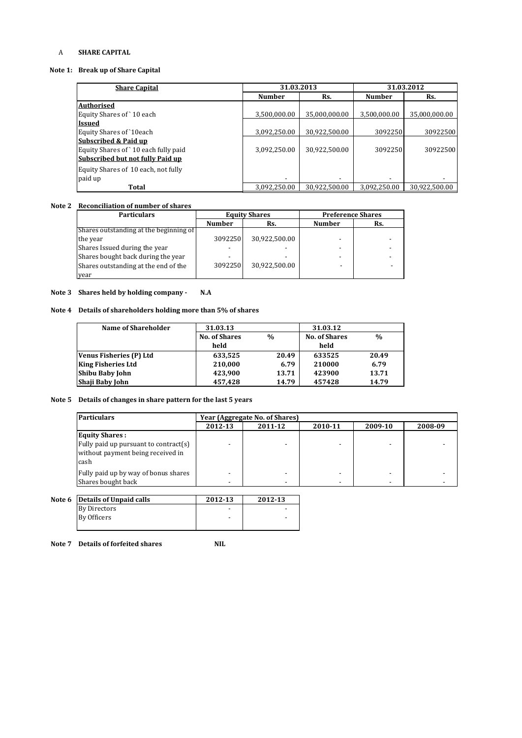A **SHARE CAPITAL**

**Note 1: Break up of Share Capital**

| Share Capital | 31.03.2013 | | 31.03.2012 | |
|---|---|---|---|---|
| | Number | Rs. | Number | Rs. |
| **Authorised** | | | | |
| Equity Shares of ` 10 each | 3,500,000.00 | 35,000,000.00 | 3,500,000.00 | 35,000,000.00 |
| **Issued** | | | | |
| Equity Shares of `10each | 3,092,250.00 | 30,922,500.00 | 3092250 | 30922500 |
| **Subscribed & Paid up** | | | | |
| Equity Shares of ` 10 each fully paid | 3,092,250.00 | 30,922,500.00 | 3092250 | 30922500 |
| **Subscribed but not fully Paid up** | | | | |
| Equity Shares of 10 each, not fully paid up | - | - | - | - |
| **Total** | 3,092,250.00 | 30,922,500.00 | 3,092,250.00 | 30,922,500.00 |

**Note 2 Reconciliation of number of shares**

| Particulars | Equity Shares | | Preference Shares | |
|---|---|---|---|---|
| | Number | Rs. | Number | Rs. |
| Shares outstanding at the beginning of the year | 3092250 | 30,922,500.00 | - | - |
| Shares Issued during the year | - | - | - | - |
| Shares bought back during the year | - | - | - | - |
| Shares outstanding at the end of the year | 3092250 | 30,922,500.00 | - | - |

**Note 3 Shares held by holding company - N.A**

**Note 4 Details of shareholders holding more than 5% of shares**

| Name of Shareholder | 31.03.13 | | 31.03.12 | |
|---|---|---|---|---|
| | No. of Shares held | % | No. of Shares held | % |
| **Venus Fisheries (P) Ltd** | **633,525** | **20.49** | **633525** | **20.49** |
| **King Fisheries Ltd** | **210,000** | **6.79** | **210000** | **6.79** |
| **Shibu Baby John** | **423,900** | **13.71** | **423900** | **13.71** |
| **Shaji Baby John** | **457,428** | **14.79** | **457428** | **14.79** |

**Note 5 Details of changes in share pattern for the last 5 years**

| Particulars | Year (Aggregate No. of Shares) | | | | |
|---|---|---|---|---|---|
| | 2012-13 | 2011-12 | 2010-11 | 2009-10 | 2008-09 |
| **Equity Shares :** | | | | | |
| Fully paid up pursuant to contract(s) without payment being received in cash | - | - | - | - | - |
| Fully paid up by way of bonus shares | - | - | - | - | - |
| Shares bought back | - | - | - | - | - |

**Note 6**

| Details of Unpaid calls | 2012-13 | 2012-13 |
|---|---|---|
| By Directors | - | - |
| By Officers | - | - |

**Note 7 Details of forfeited shares NIL**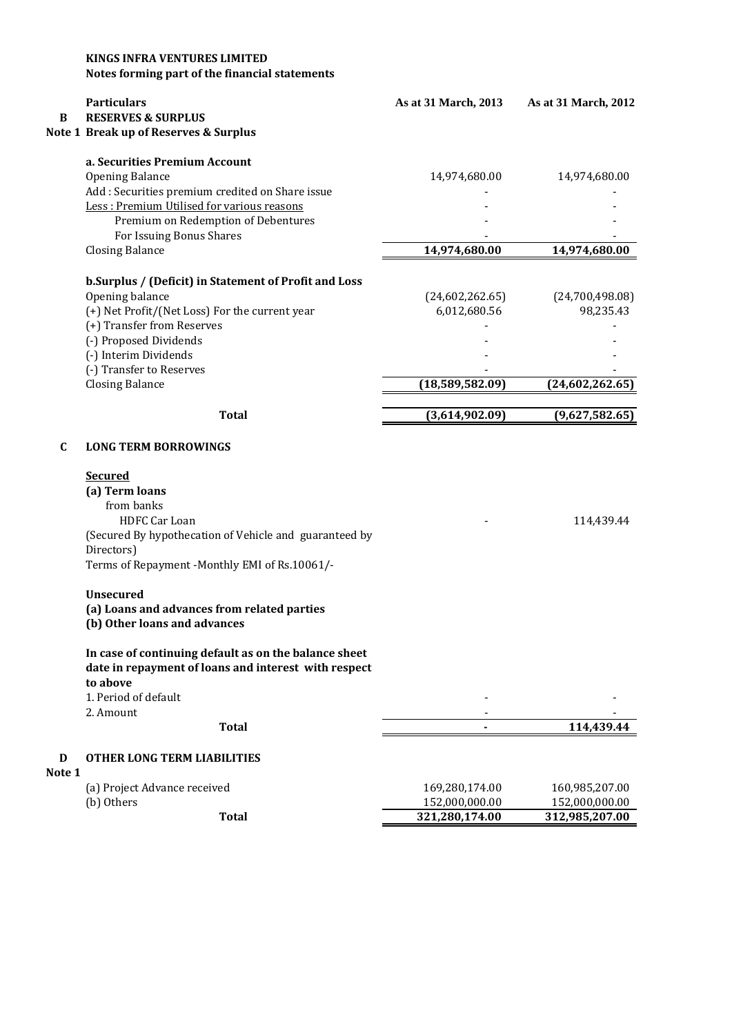**KINGS INFRA VENTURES LIMITED**
**Notes forming part of the financial statements**

| | Particulars | As at 31 March, 2013 | As at 31 March, 2012 |
|---|---|---|---|
| **B** | **RESERVES & SURPLUS** | | |
| **Note 1** | **Break up of Reserves & Surplus** | | |
| | **a. Securities Premium Account** | | |
| | Opening Balance | 14,974,680.00 | 14,974,680.00 |
| | Add : Securities premium credited on Share issue | - | - |
| | Less : Premium Utilised for various reasons | - | - |
| | Premium on Redemption of Debentures | - | - |
| | For Issuing Bonus Shares | - | - |
| | Closing Balance | **14,974,680.00** | **14,974,680.00** |
| | **b.Surplus / (Deficit) in Statement of Profit and Loss** | | |
| | Opening balance | (24,602,262.65) | (24,700,498.08) |
| | (+) Net Profit/(Net Loss) For the current year | 6,012,680.56 | 98,235.43 |
| | (+) Transfer from Reserves | - | - |
| | (-) Proposed Dividends | - | - |
| | (-) Interim Dividends | - | - |
| | (-) Transfer to Reserves | - | - |
| | Closing Balance | **(18,589,582.09)** | **(24,602,262.65)** |
| | **Total** | **(3,614,902.09)** | **(9,627,582.65)** |
| **C** | **LONG TERM BORROWINGS** | | |
| | **Secured** | | |
| | **(a) Term loans** | | |
| | from banks | | |
| | HDFC Car Loan | - | 114,439.44 |
| | (Secured By hypothecation of Vehicle and guaranteed by Directors) | | |
| | Terms of Repayment -Monthly EMI of Rs.10061/- | | |
| | **Unsecured** | | |
| | **(a) Loans and advances from related parties** | | |
| | **(b) Other loans and advances** | | |
| | **In case of continuing default as on the balance sheet date in repayment of loans and interest with respect to above** | | |
| | 1. Period of default | - | - |
| | 2. Amount | - | - |
| | **Total** | **-** | **114,439.44** |
| **D** | **OTHER LONG TERM LIABILITIES** | | |
| **Note 1** | | | |
| | (a) Project Advance received | 169,280,174.00 | 160,985,207.00 |
| | (b) Others | 152,000,000.00 | 152,000,000.00 |
| | **Total** | **321,280,174.00** | **312,985,207.00** |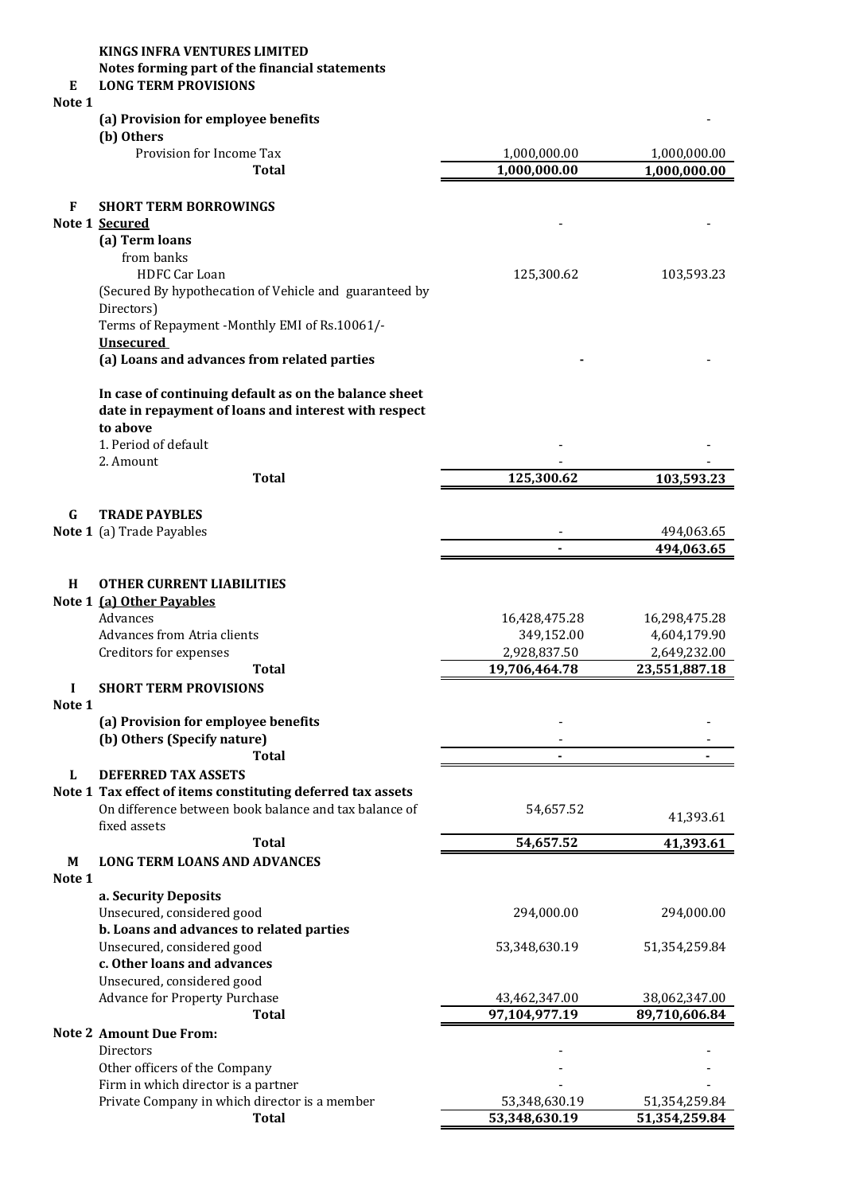**KINGS INFRA VENTURES LIMITED**

**Notes forming part of the financial statements**

| | | | |
|---|---|---|---|
| **E** | **LONG TERM PROVISIONS** | | |
| **Note 1** | | | |
| | **(a) Provision for employee benefits** | | - |
| | **(b) Others** | | |
| | Provision for Income Tax | 1,000,000.00 | 1,000,000.00 |
| | **Total** | **1,000,000.00** | **1,000,000.00** |
| | | | |
| **F** | **SHORT TERM BORROWINGS** | | |
| **Note 1** | **Secured** | - | - |
| | **(a) Term loans** | | |
| | from banks | | |
| | HDFC Car Loan | 125,300.62 | 103,593.23 |
| | (Secured By hypothecation of Vehicle and guaranteed by Directors) | | |
| | Terms of Repayment -Monthly EMI of Rs.10061/- | | |
| | **Unsecured** | | |
| | **(a) Loans and advances from related parties** | **-** | - |
| | | | |
| | **In case of continuing default as on the balance sheet date in repayment of loans and interest with respect to above** | | |
| | 1. Period of default | - | - |
| | 2. Amount | - | - |
| | **Total** | **125,300.62** | **103,593.23** |
| | | | |
| **G** | **TRADE PAYBLES** | | |
| **Note 1** | (a) Trade Payables | - | 494,063.65 |
| | | **-** | **494,063.65** |
| | | | |
| **H** | **OTHER CURRENT LIABILITIES** | | |
| **Note 1** | **(a) Other Payables** | | |
| | Advances | 16,428,475.28 | 16,298,475.28 |
| | Advances from Atria clients | 349,152.00 | 4,604,179.90 |
| | Creditors for expenses | 2,928,837.50 | 2,649,232.00 |
| | **Total** | **19,706,464.78** | **23,551,887.18** |
| **I** | **SHORT TERM PROVISIONS** | | |
| **Note 1** | | | |
| | **(a) Provision for employee benefits** | - | - |
| | **(b) Others (Specify nature)** | - | - |
| | **Total** | **-** | **-** |
| **L** | **DEFERRED TAX ASSETS** | | |
| **Note 1** | **Tax effect of items constituting deferred tax assets** | | |
| | On difference between book balance and tax balance of fixed assets | 54,657.52 | 41,393.61 |
| | **Total** | **54,657.52** | **41,393.61** |
| **M** | **LONG TERM LOANS AND ADVANCES** | | |
| **Note 1** | | | |
| | **a. Security Deposits** | | |
| | Unsecured, considered good | 294,000.00 | 294,000.00 |
| | **b. Loans and advances to related parties** | | |
| | Unsecured, considered good | 53,348,630.19 | 51,354,259.84 |
| | **c. Other loans and advances** | | |
| | Unsecured, considered good | | |
| | Advance for Property Purchase | 43,462,347.00 | 38,062,347.00 |
| | **Total** | **97,104,977.19** | **89,710,606.84** |
| **Note 2** | **Amount Due From:** | | |
| | Directors | - | - |
| | Other officers of the Company | - | - |
| | Firm in which director is a partner | - | - |
| | Private Company in which director is a member | 53,348,630.19 | 51,354,259.84 |
| | **Total** | **53,348,630.19** | **51,354,259.84** |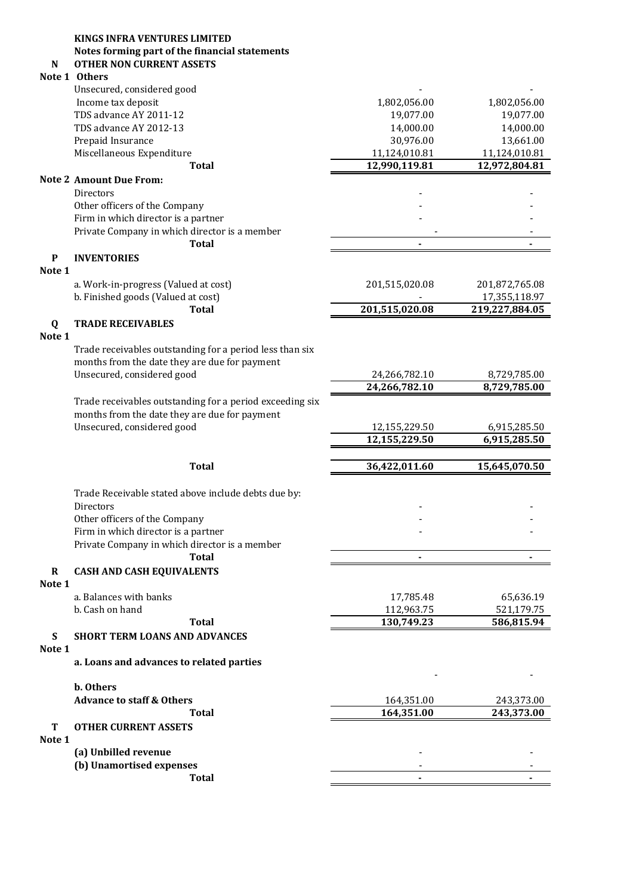**KINGS INFRA VENTURES LIMITED**

**Notes forming part of the financial statements**

| | | | |
|---|---|---|---|
| **N** | **OTHER NON CURRENT ASSETS** | | |
| **Note 1** | **Others** | | |
| | Unsecured, considered good | - | - |
| | Income tax deposit | 1,802,056.00 | 1,802,056.00 |
| | TDS advance AY 2011-12 | 19,077.00 | 19,077.00 |
| | TDS advance AY 2012-13 | 14,000.00 | 14,000.00 |
| | Prepaid Insurance | 30,976.00 | 13,661.00 |
| | Miscellaneous Expenditure | 11,124,010.81 | 11,124,010.81 |
| | **Total** | **12,990,119.81** | **12,972,804.81** |
| **Note 2** | **Amount Due From:** | | |
| | Directors | - | - |
| | Other officers of the Company | - | - |
| | Firm in which director is a partner | - | - |
| | Private Company in which director is a member | - | - |
| | **Total** | **-** | **-** |
| **P** | **INVENTORIES** | | |
| **Note 1** | | | |
| | a. Work-in-progress (Valued at cost) | 201,515,020.08 | 201,872,765.08 |
| | b. Finished goods (Valued at cost) | - | 17,355,118.97 |
| | **Total** | **201,515,020.08** | **219,227,884.05** |
| **Q** | **TRADE RECEIVABLES** | | |
| **Note 1** | | | |
| | Trade receivables outstanding for a period less than six months from the date they are due for payment | | |
| | Unsecured, considered good | 24,266,782.10 | 8,729,785.00 |
| | | **24,266,782.10** | **8,729,785.00** |
| | Trade receivables outstanding for a period exceeding six months from the date they are due for payment | | |
| | Unsecured, considered good | 12,155,229.50 | 6,915,285.50 |
| | | **12,155,229.50** | **6,915,285.50** |
| | **Total** | **36,422,011.60** | **15,645,070.50** |
| | Trade Receivable stated above include debts due by: | | |
| | Directors | - | - |
| | Other officers of the Company | - | - |
| | Firm in which director is a partner | - | - |
| | Private Company in which director is a member | - | - |
| | **Total** | **-** | **-** |
| **R** | **CASH AND CASH EQUIVALENTS** | | |
| **Note 1** | | | |
| | a. Balances with banks | 17,785.48 | 65,636.19 |
| | b. Cash on hand | 112,963.75 | 521,179.75 |
| | **Total** | **130,749.23** | **586,815.94** |
| **S** | **SHORT TERM LOANS AND ADVANCES** | | |
| **Note 1** | | | |
| | **a. Loans and advances to related parties** | - | - |
| | **b. Others** | | |
| | **Advance to staff & Others** | 164,351.00 | 243,373.00 |
| | **Total** | **164,351.00** | **243,373.00** |
| **T** | **OTHER CURRENT ASSETS** | | |
| **Note 1** | | | |
| | **(a) Unbilled revenue** | - | - |
| | **(b) Unamortised expenses** | - | - |
| | **Total** | **-** | **-** |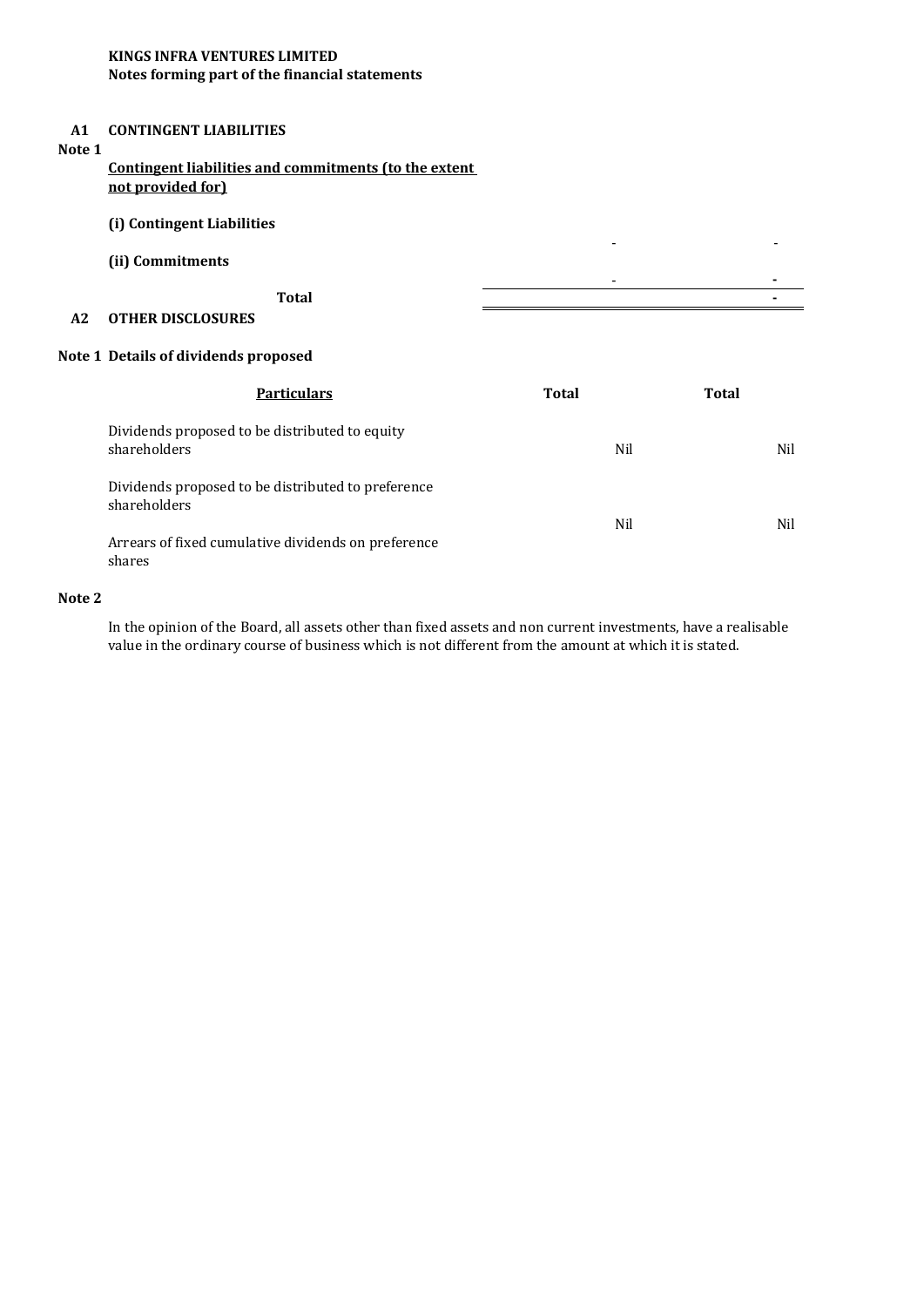**KINGS INFRA VENTURES LIMITED**
**Notes forming part of the financial statements**

**A1 CONTINGENT LIABILITIES**

**Note 1**

**Contingent liabilities and commitments (to the extent not provided for)**

| | | |
|---|---|---|
| **(i) Contingent Liabilities** | - | - |
| **(ii) Commitments** | - | - |
| **Total** | | - |

**A2 OTHER DISCLOSURES**

**Note 1 Details of dividends proposed**

| **Particulars** | **Total** | **Total** |
|---|---|---|
| Dividends proposed to be distributed to equity shareholders | Nil | Nil |
| Dividends proposed to be distributed to preference shareholders | Nil | Nil |
| Arrears of fixed cumulative dividends on preference shares | | |

**Note 2**

In the opinion of the Board, all assets other than fixed assets and non current investments, have a realisable value in the ordinary course of business which is not different from the amount at which it is stated.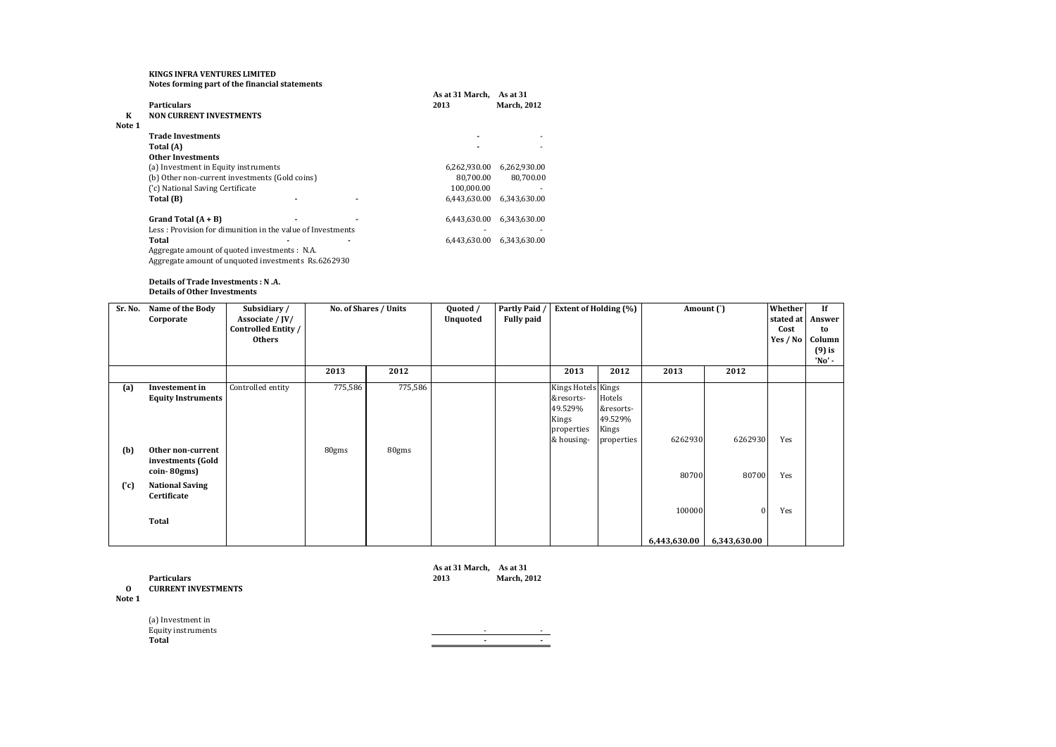**KINGS INFRA VENTURES LIMITED**
**Notes forming part of the financial statements**

| | Particulars | As at 31 March, 2013 | As at 31 March, 2012 |
|---|---|---|---|
| **K** | **NON CURRENT INVESTMENTS** | | |
| **Note 1** | | | |
| | **Trade Investments** | - | - |
| | **Total (A)** | - | - |
| | **Other Investments** | | |
| | (a) Investment in Equity instruments | 6,262,930.00 | 6,262,930.00 |
| | (b) Other non-current investments (Gold coins) | 80,700.00 | 80,700.00 |
| | ('c) National Saving Certificate | 100,000.00 | - |
| | **Total (B)** | 6,443,630.00 | 6,343,630.00 |
| | **Grand Total (A + B)** | 6,443,630.00 | 6,343,630.00 |
| | Less : Provision for dimunition in the value of Investments | - | - |
| | **Total** | 6,443,630.00 | 6,343,630.00 |

Aggregate amount of quoted investments : N.A.
Aggregate amount of unquoted investments Rs.6262930

**Details of Trade Investments : N .A.**
**Details of Other Investments**

| Sr. No. | Name of the Body Corporate | Subsidiary / Associate / JV/ Controlled Entity / Others | No. of Shares / Units | | Quoted / Unquoted | Partly Paid / Fully paid | Extent of Holding (%) | | Amount (`) | | Whether stated at Cost Yes / No | If Answer to Column (9) is 'No' - |
|---|---|---|---|---|---|---|---|---|---|---|---|---|
| | | | 2013 | 2012 | | | 2013 | 2012 | 2013 | 2012 | | |
| (a) | Investement in Equity Instruments | Controlled entity | 775,586 | 775,586 | | | Kings Hotels &resorts- 49.529% Kings properties & housing- | Kings Hotels &resorts- 49.529% Kings properties | 6262930 | 6262930 | Yes | |
| (b) | Other non-current investments (Gold coin- 80gms) | | 80gms | 80gms | | | | | 80700 | 80700 | Yes | |
| ('c) | National Saving Certificate | | | | | | | | 100000 | 0 | Yes | |
| | Total | | | | | | | | 6,443,630.00 | 6,343,630.00 | | |

| | Particulars | As at 31 March, 2013 | As at 31 March, 2012 |
|---|---|---|---|
| **O** | **CURRENT INVESTMENTS** | | |
| **Note 1** | | | |
| | (a) Investment in Equity instruments | - | - |
| | **Total** | - | - |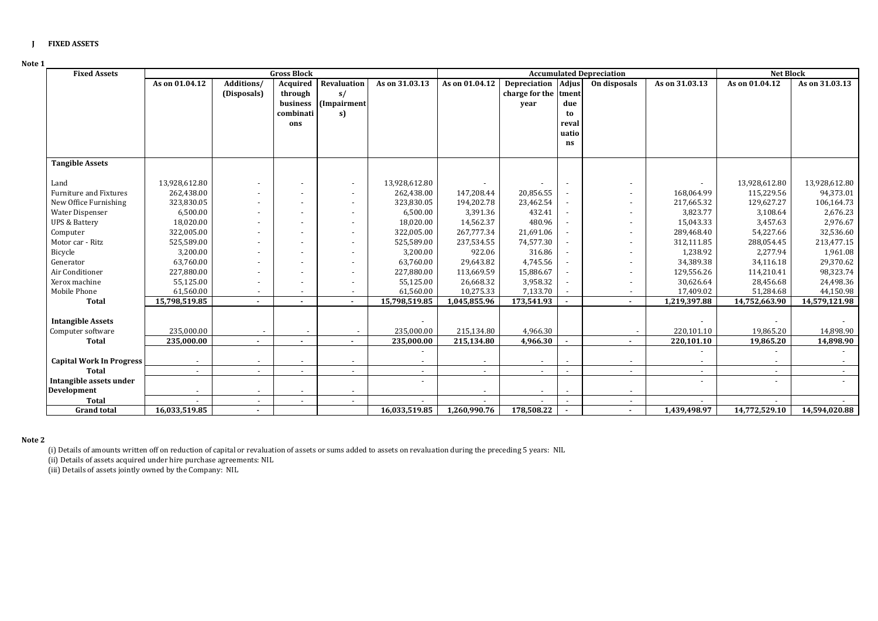**J FIXED ASSETS**

**Note 1**

| Fixed Assets | Gross Block | | | | | Accumulated Depreciation | | | | | Net Block | |
|---|---|---|---|---|---|---|---|---|---|---|---|---|
| | As on 01.04.12 | Additions/ (Disposals) | Acquired through business combinations | Revaluations/ (Impairments) | As on 31.03.13 | As on 01.04.12 | Depreciation charge for the year | Adjustment due to revaluations | On disposals | As on 31.03.13 | As on 01.04.12 | As on 31.03.13 |
| **Tangible Assets** | | | | | | | | | | | | |
| Land | 13,928,612.80 | - | - | - | 13,928,612.80 | - | - | - | - | - | 13,928,612.80 | 13,928,612.80 |
| Furniture and Fixtures | 262,438.00 | - | - | - | 262,438.00 | 147,208.44 | 20,856.55 | - | - | 168,064.99 | 115,229.56 | 94,373.01 |
| New Office Furnishing | 323,830.05 | - | - | - | 323,830.05 | 194,202.78 | 23,462.54 | - | - | 217,665.32 | 129,627.27 | 106,164.73 |
| Water Dispenser | 6,500.00 | - | - | - | 6,500.00 | 3,391.36 | 432.41 | - | - | 3,823.77 | 3,108.64 | 2,676.23 |
| UPS & Battery | 18,020.00 | - | - | - | 18,020.00 | 14,562.37 | 480.96 | - | - | 15,043.33 | 3,457.63 | 2,976.67 |
| Computer | 322,005.00 | - | - | - | 322,005.00 | 267,777.34 | 21,691.06 | - | - | 289,468.40 | 54,227.66 | 32,536.60 |
| Motor car - Ritz | 525,589.00 | - | - | - | 525,589.00 | 237,534.55 | 74,577.30 | - | - | 312,111.85 | 288,054.45 | 213,477.15 |
| Bicycle | 3,200.00 | - | - | - | 3,200.00 | 922.06 | 316.86 | - | - | 1,238.92 | 2,277.94 | 1,961.08 |
| Generator | 63,760.00 | - | - | - | 63,760.00 | 29,643.82 | 4,745.56 | - | - | 34,389.38 | 34,116.18 | 29,370.62 |
| Air Conditioner | 227,880.00 | - | - | - | 227,880.00 | 113,669.59 | 15,886.67 | - | - | 129,556.26 | 114,210.41 | 98,323.74 |
| Xerox machine | 55,125.00 | - | - | - | 55,125.00 | 26,668.32 | 3,958.32 | - | - | 30,626.64 | 28,456.68 | 24,498.36 |
| Mobile Phone | 61,560.00 | - | - | - | 61,560.00 | 10,275.33 | 7,133.70 | - | - | 17,409.02 | 51,284.68 | 44,150.98 |
| **Total** | **15,798,519.85** | **-** | **-** | **-** | **15,798,519.85** | **1,045,855.96** | **173,541.93** | **-** | **-** | **1,219,397.88** | **14,752,663.90** | **14,579,121.98** |
| **Intangible Assets** | | | | | - | | | | | - | - | - |
| Computer software | 235,000.00 | - | - | - | 235,000.00 | 215,134.80 | 4,966.30 | | - | 220,101.10 | 19,865.20 | 14,898.90 |
| **Total** | **235,000.00** | **-** | **-** | **-** | **235,000.00** | **215,134.80** | **4,966.30** | **-** | **-** | **220,101.10** | **19,865.20** | **14,898.90** |
| **Capital Work In Progress** | - | - | - | - | - | - | - | - | - | - | - | - |
| **Total** | - | - | - | - | - | - | - | - | - | - | - | - |
| **Intangible assets under Development** | - | - | - | - | - | - | - | - | - | - | - | - |
| **Total** | - | - | - | - | - | - | - | - | - | - | - | - |
| **Grand total** | **16,033,519.85** | **-** | | | **16,033,519.85** | **1,260,990.76** | **178,508.22** | **-** | **-** | **1,439,498.97** | **14,772,529.10** | **14,594,020.88** |

**Note 2**

(i) Details of amounts written off on reduction of capital or revaluation of assets or sums added to assets on revaluation during the preceding 5 years: NIL

(ii) Details of assets acquired under hire purchase agreements: NIL

(iii) Details of assets jointly owned by the Company: NIL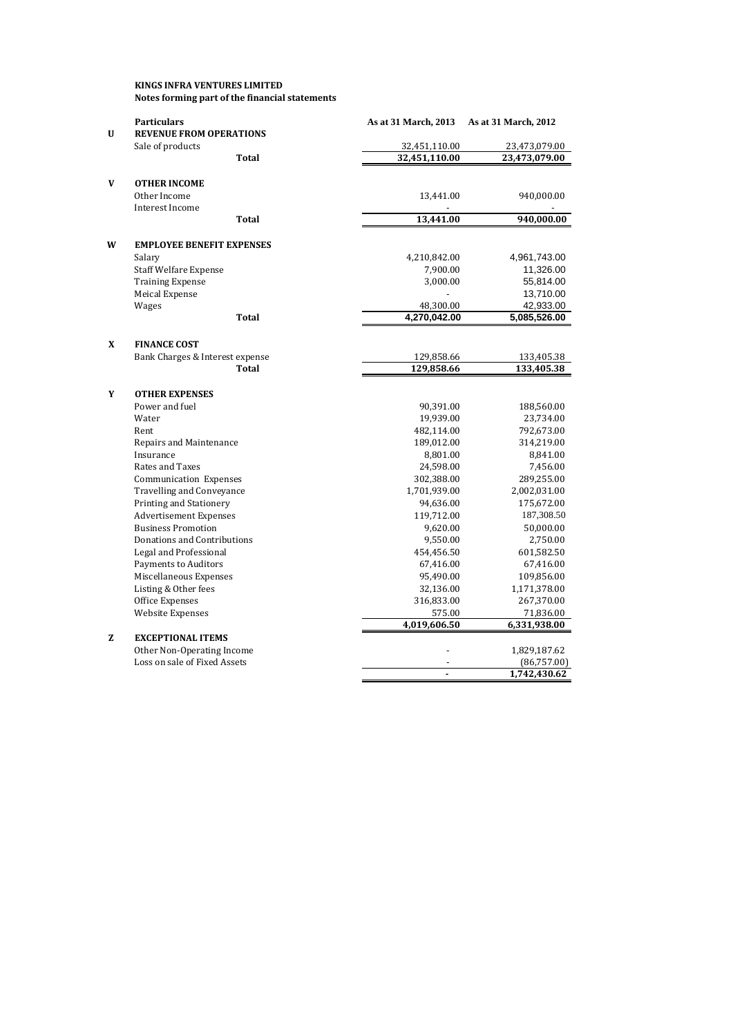**KINGS INFRA VENTURES LIMITED**
**Notes forming part of the financial statements**

| | Particulars | As at 31 March, 2013 | As at 31 March, 2012 |
|---|---|---|---|
| U | **REVENUE FROM OPERATIONS** | | |
| | Sale of products | 32,451,110.00 | 23,473,079.00 |
| | **Total** | **32,451,110.00** | **23,473,079.00** |
| V | **OTHER INCOME** | | |
| | Other Income | 13,441.00 | 940,000.00 |
| | Interest Income | - | - |
| | **Total** | **13,441.00** | **940,000.00** |
| W | **EMPLOYEE BENEFIT EXPENSES** | | |
| | Salary | 4,210,842.00 | 4,961,743.00 |
| | Staff Welfare Expense | 7,900.00 | 11,326.00 |
| | Training Expense | 3,000.00 | 55,814.00 |
| | Meical Expense | - | 13,710.00 |
| | Wages | 48,300.00 | 42,933.00 |
| | **Total** | **4,270,042.00** | **5,085,526.00** |
| X | **FINANCE COST** | | |
| | Bank Charges & Interest expense | 129,858.66 | 133,405.38 |
| | **Total** | **129,858.66** | **133,405.38** |
| Y | **OTHER EXPENSES** | | |
| | Power and fuel | 90,391.00 | 188,560.00 |
| | Water | 19,939.00 | 23,734.00 |
| | Rent | 482,114.00 | 792,673.00 |
| | Repairs and Maintenance | 189,012.00 | 314,219.00 |
| | Insurance | 8,801.00 | 8,841.00 |
| | Rates and Taxes | 24,598.00 | 7,456.00 |
| | Communication Expenses | 302,388.00 | 289,255.00 |
| | Travelling and Conveyance | 1,701,939.00 | 2,002,031.00 |
| | Printing and Stationery | 94,636.00 | 175,672.00 |
| | Advertisement Expenses | 119,712.00 | 187,308.50 |
| | Business Promotion | 9,620.00 | 50,000.00 |
| | Donations and Contributions | 9,550.00 | 2,750.00 |
| | Legal and Professional | 454,456.50 | 601,582.50 |
| | Payments to Auditors | 67,416.00 | 67,416.00 |
| | Miscellaneous Expenses | 95,490.00 | 109,856.00 |
| | Listing & Other fees | 32,136.00 | 1,171,378.00 |
| | Office Expenses | 316,833.00 | 267,370.00 |
| | Website Expenses | 575.00 | 71,836.00 |
| | | **4,019,606.50** | **6,331,938.00** |
| Z | **EXCEPTIONAL ITEMS** | | |
| | Other Non-Operating Income | - | 1,829,187.62 |
| | Loss on sale of Fixed Assets | - | (86,757.00) |
| | | **-** | **1,742,430.62** |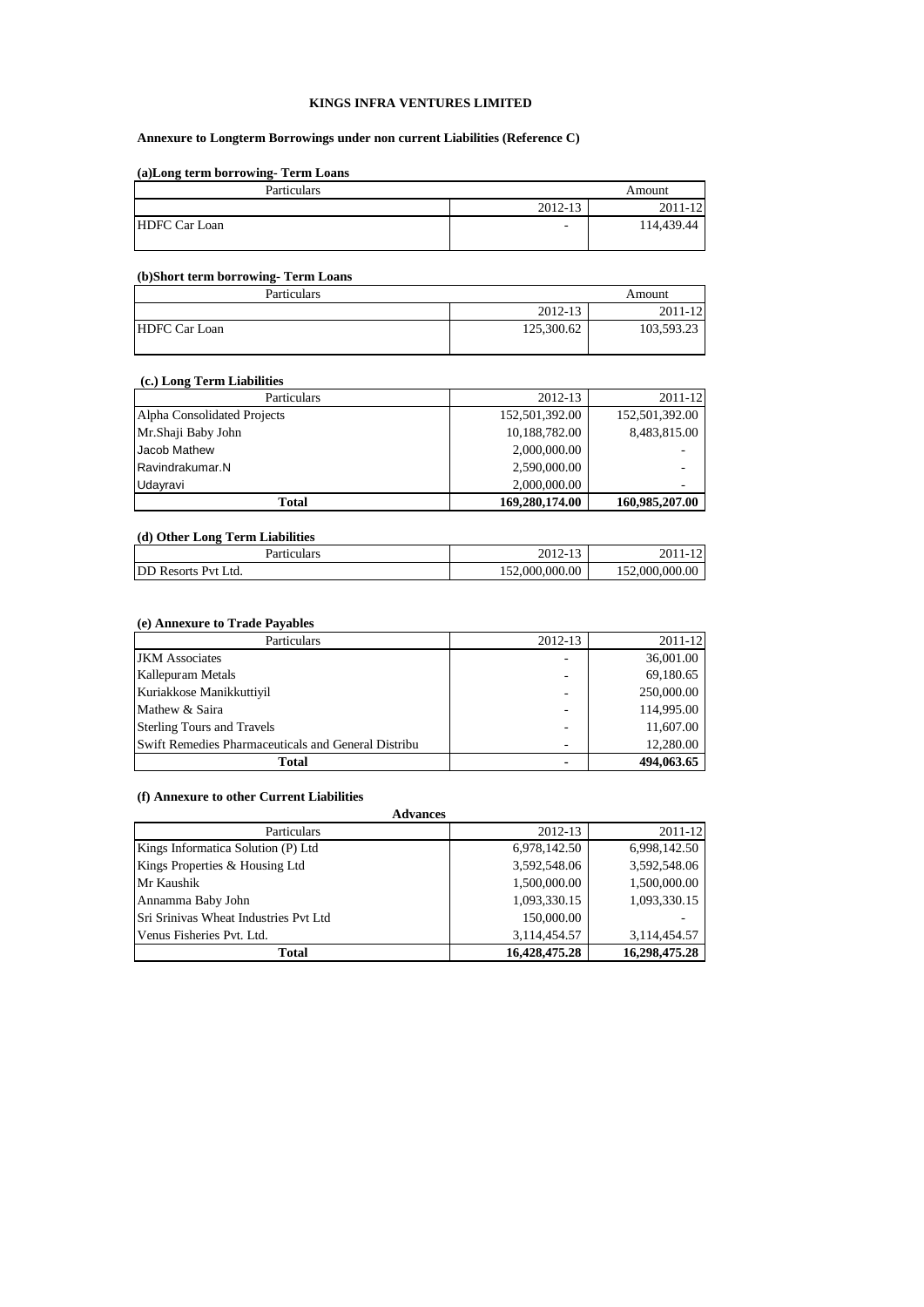**KINGS INFRA VENTURES LIMITED**

**Annexure to Longterm Borrowings under non current Liabilities (Reference C)**

**(a)Long term borrowing- Term Loans**

| Particulars | Amount | |
|---|---|---|
| | 2012-13 | 2011-12 |
| HDFC Car Loan | - | 114,439.44 |

**(b)Short term borrowing- Term Loans**

| Particulars | Amount | |
|---|---|---|
| | 2012-13 | 2011-12 |
| HDFC Car Loan | 125,300.62 | 103,593.23 |

**(c.) Long Term Liabilities**

| Particulars | 2012-13 | 2011-12 |
|---|---|---|
| Alpha Consolidated Projects | 152,501,392.00 | 152,501,392.00 |
| Mr.Shaji Baby John | 10,188,782.00 | 8,483,815.00 |
| Jacob Mathew | 2,000,000.00 | - |
| Ravindrakumar.N | 2,590,000.00 | - |
| Udayravi | 2,000,000.00 | - |
| **Total** | **169,280,174.00** | **160,985,207.00** |

**(d) Other Long Term Liabilities**

| Particulars | 2012-13 | 2011-12 |
|---|---|---|
| DD Resorts Pvt Ltd. | 152,000,000.00 | 152,000,000.00 |

**(e) Annexure to Trade Payables**

| Particulars | 2012-13 | 2011-12 |
|---|---|---|
| JKM Associates | - | 36,001.00 |
| Kallepuram Metals | - | 69,180.65 |
| Kuriakkose Manikkuttiyil | - | 250,000.00 |
| Mathew & Saira | - | 114,995.00 |
| Sterling Tours and Travels | - | 11,607.00 |
| Swift Remedies Pharmaceuticals and General Distribu | - | 12,280.00 |
| **Total** | **-** | **494,063.65** |

**(f) Annexure to other Current Liabilities**

**Advances**

| Particulars | 2012-13 | 2011-12 |
|---|---|---|
| Kings Informatica Solution (P) Ltd | 6,978,142.50 | 6,998,142.50 |
| Kings Properties & Housing Ltd | 3,592,548.06 | 3,592,548.06 |
| Mr Kaushik | 1,500,000.00 | 1,500,000.00 |
| Annamma Baby John | 1,093,330.15 | 1,093,330.15 |
| Sri Srinivas Wheat Industries Pvt Ltd | 150,000.00 | - |
| Venus Fisheries Pvt. Ltd. | 3,114,454.57 | 3,114,454.57 |
| **Total** | **16,428,475.28** | **16,298,475.28** |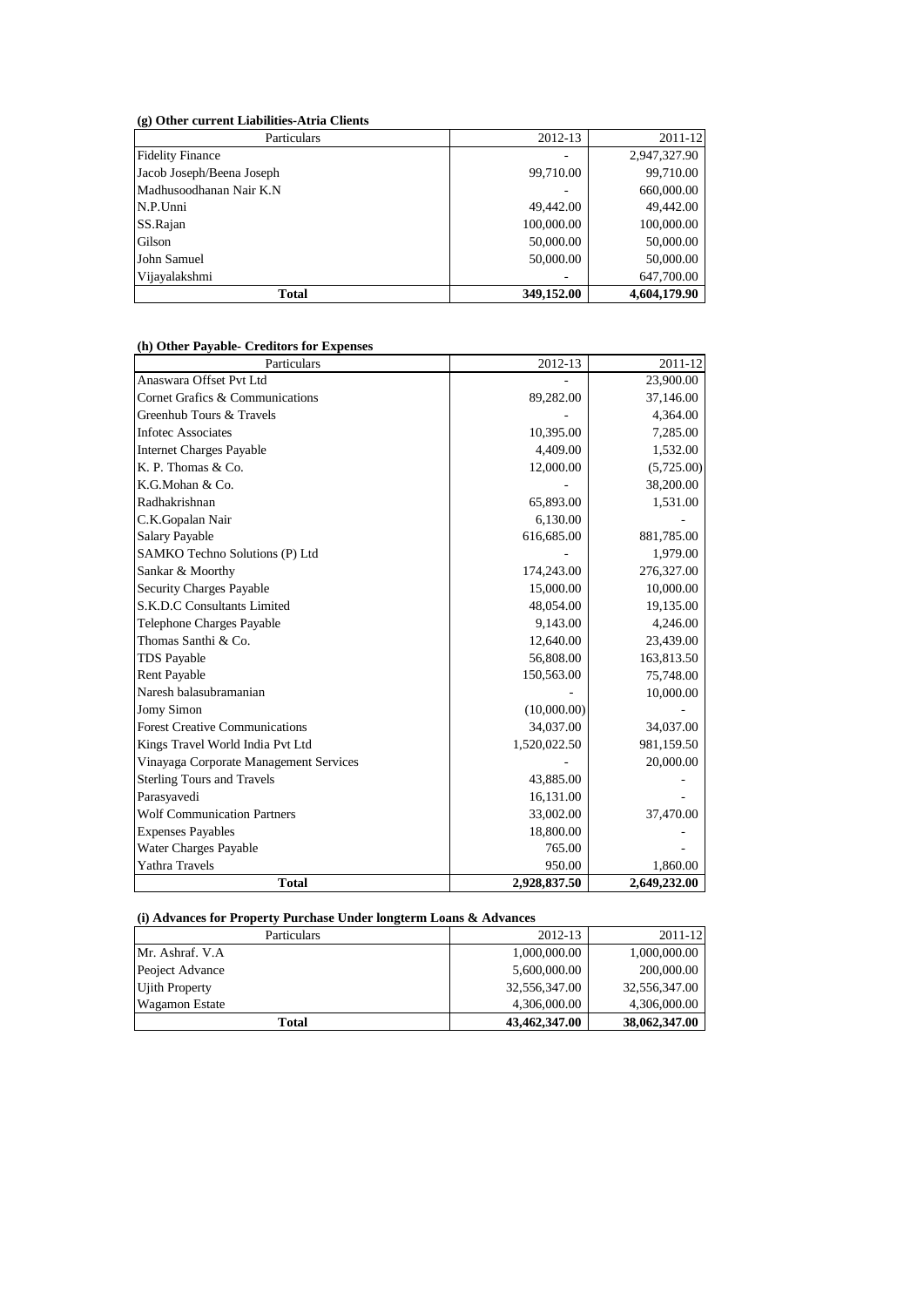**(g) Other current Liabilities-Atria Clients**

| Particulars | 2012-13 | 2011-12 |
|---|---|---|
| Fidelity Finance | - | 2,947,327.90 |
| Jacob Joseph/Beena Joseph | 99,710.00 | 99,710.00 |
| Madhusoodhanan Nair K.N | - | 660,000.00 |
| N.P.Unni | 49,442.00 | 49,442.00 |
| SS.Rajan | 100,000.00 | 100,000.00 |
| Gilson | 50,000.00 | 50,000.00 |
| John Samuel | 50,000.00 | 50,000.00 |
| Vijayalakshmi | - | 647,700.00 |
| **Total** | **349,152.00** | **4,604,179.90** |

**(h) Other Payable- Creditors for Expenses**

| Particulars | 2012-13 | 2011-12 |
|---|---|---|
| Anaswara Offset Pvt Ltd | - | 23,900.00 |
| Cornet Grafics & Communications | 89,282.00 | 37,146.00 |
| Greenhub Tours & Travels | - | 4,364.00 |
| Infotec Associates | 10,395.00 | 7,285.00 |
| Internet Charges Payable | 4,409.00 | 1,532.00 |
| K. P. Thomas & Co. | 12,000.00 | (5,725.00) |
| K.G.Mohan & Co. | - | 38,200.00 |
| Radhakrishnan | 65,893.00 | 1,531.00 |
| C.K.Gopalan Nair | 6,130.00 | - |
| Salary Payable | 616,685.00 | 881,785.00 |
| SAMKO Techno Solutions (P) Ltd | - | 1,979.00 |
| Sankar & Moorthy | 174,243.00 | 276,327.00 |
| Security Charges Payable | 15,000.00 | 10,000.00 |
| S.K.D.C Consultants Limited | 48,054.00 | 19,135.00 |
| Telephone Charges Payable | 9,143.00 | 4,246.00 |
| Thomas Santhi & Co. | 12,640.00 | 23,439.00 |
| TDS Payable | 56,808.00 | 163,813.50 |
| Rent Payable | 150,563.00 | 75,748.00 |
| Naresh balasubramanian | - | 10,000.00 |
| Jomy Simon | (10,000.00) | - |
| Forest Creative Communications | 34,037.00 | 34,037.00 |
| Kings Travel World India Pvt Ltd | 1,520,022.50 | 981,159.50 |
| Vinayaga Corporate Management Services | - | 20,000.00 |
| Sterling Tours and Travels | 43,885.00 | - |
| Parasyavedi | 16,131.00 | - |
| Wolf Communication Partners | 33,002.00 | 37,470.00 |
| Expenses Payables | 18,800.00 | - |
| Water Charges Payable | 765.00 | - |
| Yathra Travels | 950.00 | 1,860.00 |
| **Total** | **2,928,837.50** | **2,649,232.00** |

**(i) Advances for Property Purchase Under longterm Loans & Advances**

| Particulars | 2012-13 | 2011-12 |
|---|---|---|
| Mr. Ashraf. V.A | 1,000,000.00 | 1,000,000.00 |
| Peoject Advance | 5,600,000.00 | 200,000.00 |
| Ujith Property | 32,556,347.00 | 32,556,347.00 |
| Wagamon Estate | 4,306,000.00 | 4,306,000.00 |
| **Total** | **43,462,347.00** | **38,062,347.00** |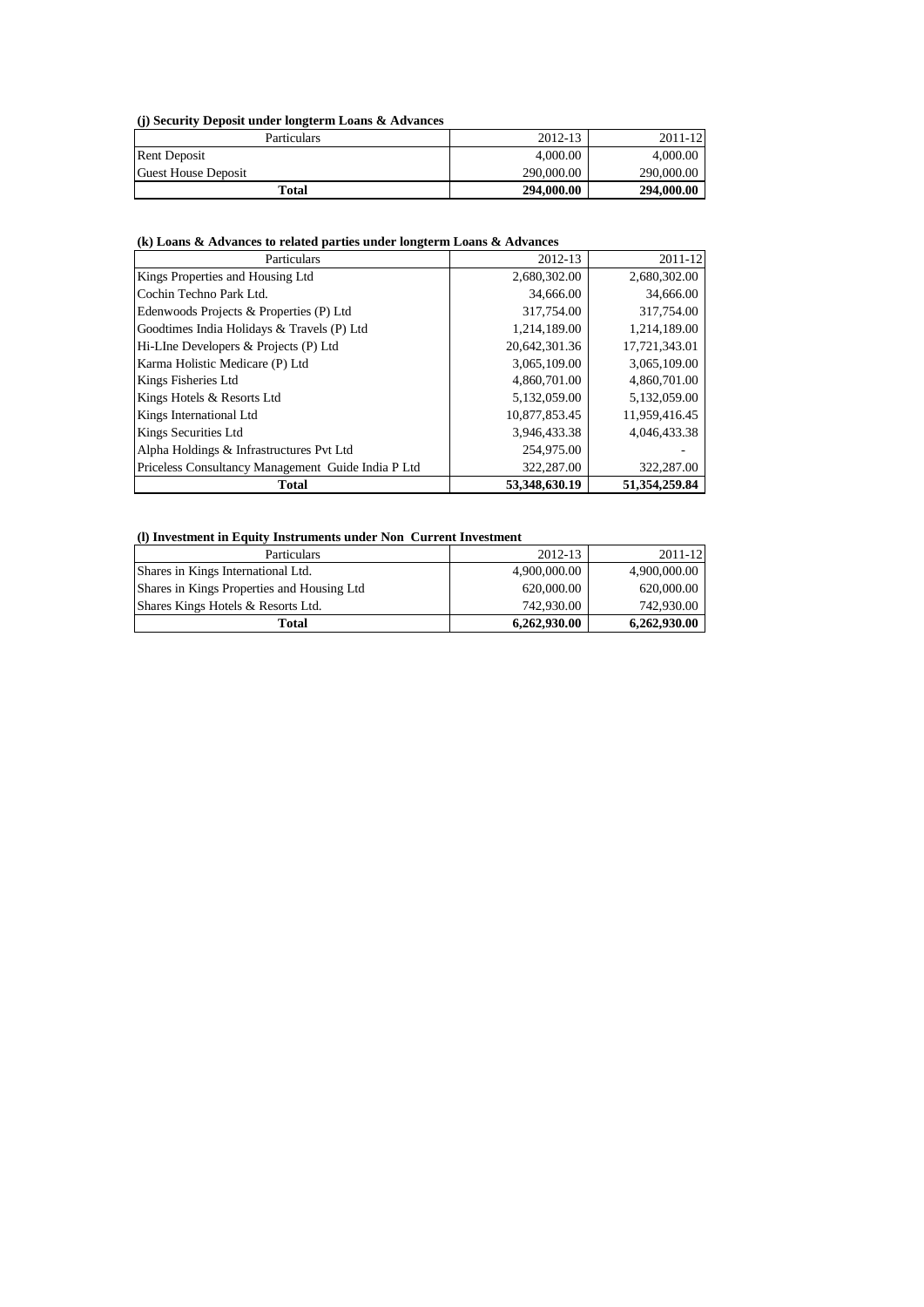**(j) Security Deposit under longterm Loans & Advances**

| Particulars | 2012-13 | 2011-12 |
|---|---:|---:|
| Rent Deposit | 4,000.00 | 4,000.00 |
| Guest House Deposit | 290,000.00 | 290,000.00 |
| **Total** | **294,000.00** | **294,000.00** |

**(k) Loans & Advances to related parties under longterm Loans & Advances**

| Particulars | 2012-13 | 2011-12 |
|---|---:|---:|
| Kings Properties and Housing Ltd | 2,680,302.00 | 2,680,302.00 |
| Cochin Techno Park Ltd. | 34,666.00 | 34,666.00 |
| Edenwoods Projects & Properties (P) Ltd | 317,754.00 | 317,754.00 |
| Goodtimes India Holidays & Travels (P) Ltd | 1,214,189.00 | 1,214,189.00 |
| Hi-LIne Developers & Projects (P) Ltd | 20,642,301.36 | 17,721,343.01 |
| Karma Holistic Medicare (P) Ltd | 3,065,109.00 | 3,065,109.00 |
| Kings Fisheries Ltd | 4,860,701.00 | 4,860,701.00 |
| Kings Hotels & Resorts Ltd | 5,132,059.00 | 5,132,059.00 |
| Kings International Ltd | 10,877,853.45 | 11,959,416.45 |
| Kings Securities Ltd | 3,946,433.38 | 4,046,433.38 |
| Alpha Holdings & Infrastructures Pvt Ltd | 254,975.00 | - |
| Priceless Consultancy Management Guide India P Ltd | 322,287.00 | 322,287.00 |
| **Total** | **53,348,630.19** | **51,354,259.84** |

**(l) Investment in Equity Instruments under Non Current Investment**

| Particulars | 2012-13 | 2011-12 |
|---|---:|---:|
| Shares in Kings International Ltd. | 4,900,000.00 | 4,900,000.00 |
| Shares in Kings Properties and Housing Ltd | 620,000.00 | 620,000.00 |
| Shares Kings Hotels & Resorts Ltd. | 742,930.00 | 742,930.00 |
| **Total** | **6,262,930.00** | **6,262,930.00** |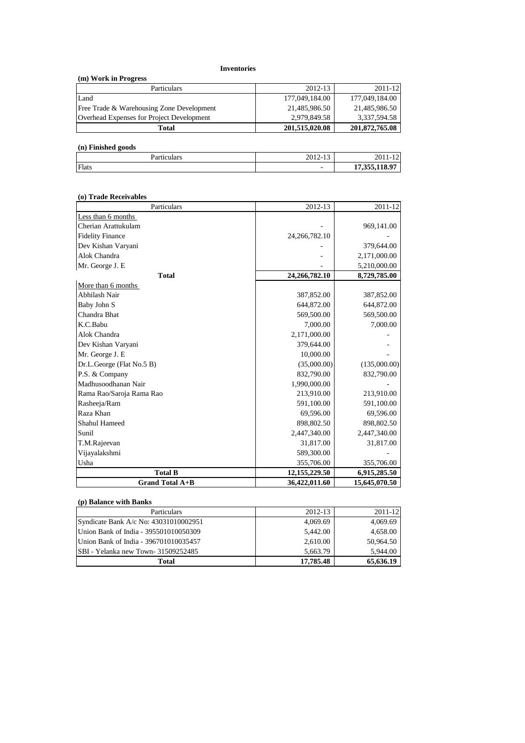## Inventories

### (m) Work in Progress

| Particulars | 2012-13 | 2011-12 |
|---|---|---|
| Land | 177,049,184.00 | 177,049,184.00 |
| Free Trade & Warehousing Zone Development | 21,485,986.50 | 21,485,986.50 |
| Overhead Expenses for Project Development | 2,979,849.58 | 3,337,594.58 |
| **Total** | **201,515,020.08** | **201,872,765.08** |

### (n) Finished goods

| Particulars | 2012-13 | 2011-12 |
|---|---|---|
| Flats | - | **17,355,118.97** |

### (o) Trade Receivables

| Particulars | 2012-13 | 2011-12 |
|---|---|---|
| Less than 6 months | | |
| Cherian Arattukulam | - | 969,141.00 |
| Fidelity Finance | 24,266,782.10 | - |
| Dev Kishan Varyani | - | 379,644.00 |
| Alok Chandra | - | 2,171,000.00 |
| Mr. George J. E | - | 5,210,000.00 |
| **Total** | **24,266,782.10** | **8,729,785.00** |
| More than 6 months | | |
| Abhilash Nair | 387,852.00 | 387,852.00 |
| Baby John S | 644,872.00 | 644,872.00 |
| Chandra Bhat | 569,500.00 | 569,500.00 |
| K.C.Babu | 7,000.00 | 7,000.00 |
| Alok Chandra | 2,171,000.00 | - |
| Dev Kishan Varyani | 379,644.00 | - |
| Mr. George J. E | 10,000.00 | - |
| Dr.L.George (Flat No.5 B) | (35,000.00) | (135,000.00) |
| P.S. & Company | 832,790.00 | 832,790.00 |
| Madhusoodhanan Nair | 1,990,000.00 | - |
| Rama Rao/Saroja Rama Rao | 213,910.00 | 213,910.00 |
| Rasheeja/Ram | 591,100.00 | 591,100.00 |
| Raza Khan | 69,596.00 | 69,596.00 |
| Shahul Hameed | 898,802.50 | 898,802.50 |
| Sunil | 2,447,340.00 | 2,447,340.00 |
| T.M.Rajeevan | 31,817.00 | 31,817.00 |
| Vijayalakshmi | 589,300.00 | - |
| Usha | 355,706.00 | 355,706.00 |
| **Total B** | **12,155,229.50** | **6,915,285.50** |
| **Grand Total A+B** | **36,422,011.60** | **15,645,070.50** |

### (p) Balance with Banks

| Particulars | 2012-13 | 2011-12 |
|---|---|---|
| Syndicate Bank A/c No: 43031010002951 | 4,069.69 | 4,069.69 |
| Union Bank of India - 395501010050309 | 5,442.00 | 4,658.00 |
| Union Bank of India - 396701010035457 | 2,610.00 | 50,964.50 |
| SBI - Yelanka new Town- 31509252485 | 5,663.79 | 5,944.00 |
| **Total** | **17,785.48** | **65,636.19** |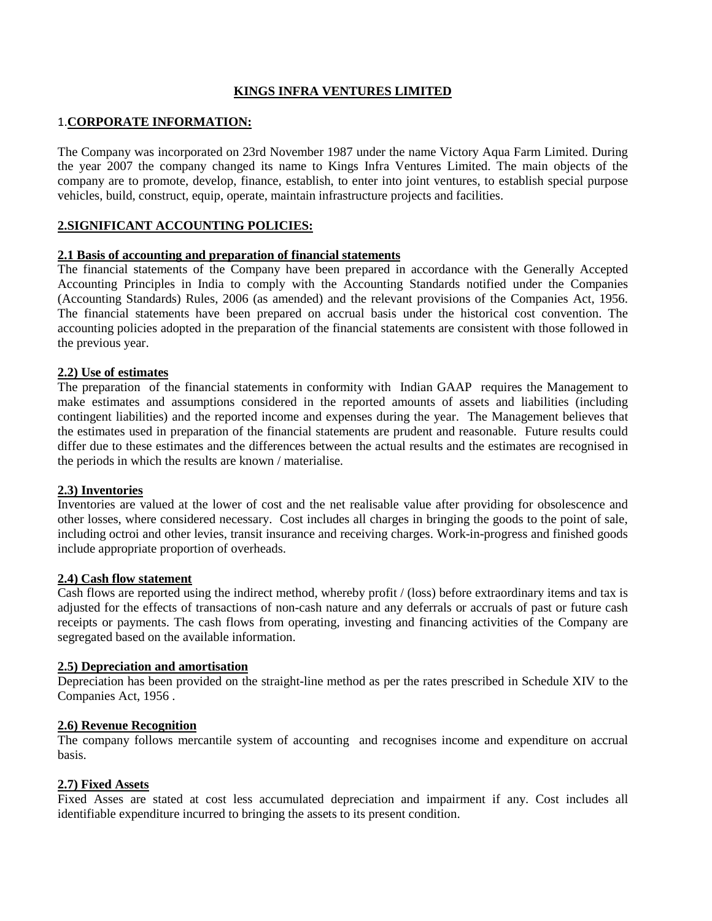# KINGS INFRA VENTURES LIMITED

## 1.CORPORATE INFORMATION:

The Company was incorporated on 23rd November 1987 under the name Victory Aqua Farm Limited. During the year 2007 the company changed its name to Kings Infra Ventures Limited. The main objects of the company are to promote, develop, finance, establish, to enter into joint ventures, to establish special purpose vehicles, build, construct, equip, operate, maintain infrastructure projects and facilities.

## 2.SIGNIFICANT ACCOUNTING POLICIES:

### 2.1 Basis of accounting and preparation of financial statements

The financial statements of the Company have been prepared in accordance with the Generally Accepted Accounting Principles in India to comply with the Accounting Standards notified under the Companies (Accounting Standards) Rules, 2006 (as amended) and the relevant provisions of the Companies Act, 1956. The financial statements have been prepared on accrual basis under the historical cost convention. The accounting policies adopted in the preparation of the financial statements are consistent with those followed in the previous year.

### 2.2) Use of estimates

The preparation of the financial statements in conformity with Indian GAAP requires the Management to make estimates and assumptions considered in the reported amounts of assets and liabilities (including contingent liabilities) and the reported income and expenses during the year. The Management believes that the estimates used in preparation of the financial statements are prudent and reasonable. Future results could differ due to these estimates and the differences between the actual results and the estimates are recognised in the periods in which the results are known / materialise.

### 2.3) Inventories

Inventories are valued at the lower of cost and the net realisable value after providing for obsolescence and other losses, where considered necessary. Cost includes all charges in bringing the goods to the point of sale, including octroi and other levies, transit insurance and receiving charges. Work-in-progress and finished goods include appropriate proportion of overheads.

### 2.4) Cash flow statement

Cash flows are reported using the indirect method, whereby profit / (loss) before extraordinary items and tax is adjusted for the effects of transactions of non-cash nature and any deferrals or accruals of past or future cash receipts or payments. The cash flows from operating, investing and financing activities of the Company are segregated based on the available information.

### 2.5) Depreciation and amortisation

Depreciation has been provided on the straight-line method as per the rates prescribed in Schedule XIV to the Companies Act, 1956 .

### 2.6) Revenue Recognition

The company follows mercantile system of accounting and recognises income and expenditure on accrual basis.

### 2.7) Fixed Assets

Fixed Asses are stated at cost less accumulated depreciation and impairment if any. Cost includes all identifiable expenditure incurred to bringing the assets to its present condition.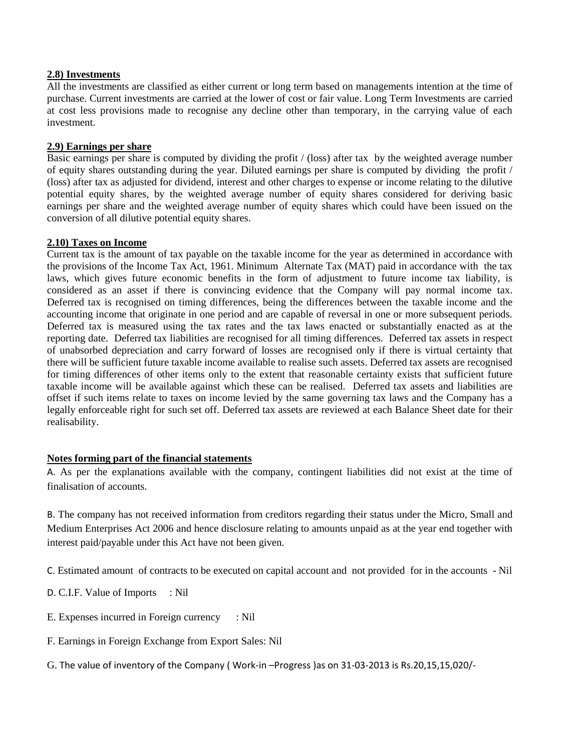### 2.8) Investments

All the investments are classified as either current or long term based on managements intention at the time of purchase. Current investments are carried at the lower of cost or fair value. Long Term Investments are carried at cost less provisions made to recognise any decline other than temporary, in the carrying value of each investment.

### 2.9) Earnings per share

Basic earnings per share is computed by dividing the profit / (loss) after tax by the weighted average number of equity shares outstanding during the year. Diluted earnings per share is computed by dividing the profit / (loss) after tax as adjusted for dividend, interest and other charges to expense or income relating to the dilutive potential equity shares, by the weighted average number of equity shares considered for deriving basic earnings per share and the weighted average number of equity shares which could have been issued on the conversion of all dilutive potential equity shares.

### 2.10) Taxes on Income

Current tax is the amount of tax payable on the taxable income for the year as determined in accordance with the provisions of the Income Tax Act, 1961. Minimum Alternate Tax (MAT) paid in accordance with the tax laws, which gives future economic benefits in the form of adjustment to future income tax liability, is considered as an asset if there is convincing evidence that the Company will pay normal income tax. Deferred tax is recognised on timing differences, being the differences between the taxable income and the accounting income that originate in one period and are capable of reversal in one or more subsequent periods. Deferred tax is measured using the tax rates and the tax laws enacted or substantially enacted as at the reporting date. Deferred tax liabilities are recognised for all timing differences. Deferred tax assets in respect of unabsorbed depreciation and carry forward of losses are recognised only if there is virtual certainty that there will be sufficient future taxable income available to realise such assets. Deferred tax assets are recognised for timing differences of other items only to the extent that reasonable certainty exists that sufficient future taxable income will be available against which these can be realised. Deferred tax assets and liabilities are offset if such items relate to taxes on income levied by the same governing tax laws and the Company has a legally enforceable right for such set off. Deferred tax assets are reviewed at each Balance Sheet date for their realisability.

### Notes forming part of the financial statements

A. As per the explanations available with the company, contingent liabilities did not exist at the time of finalisation of accounts.

B. The company has not received information from creditors regarding their status under the Micro, Small and Medium Enterprises Act 2006 and hence disclosure relating to amounts unpaid as at the year end together with interest paid/payable under this Act have not been given.

C. Estimated amount of contracts to be executed on capital account and not provided for in the accounts - Nil

D. C.I.F. Value of Imports : Nil

E. Expenses incurred in Foreign currency : Nil

F. Earnings in Foreign Exchange from Export Sales: Nil

G. The value of inventory of the Company ( Work-in –Progress )as on 31-03-2013 is Rs.20,15,15,020/-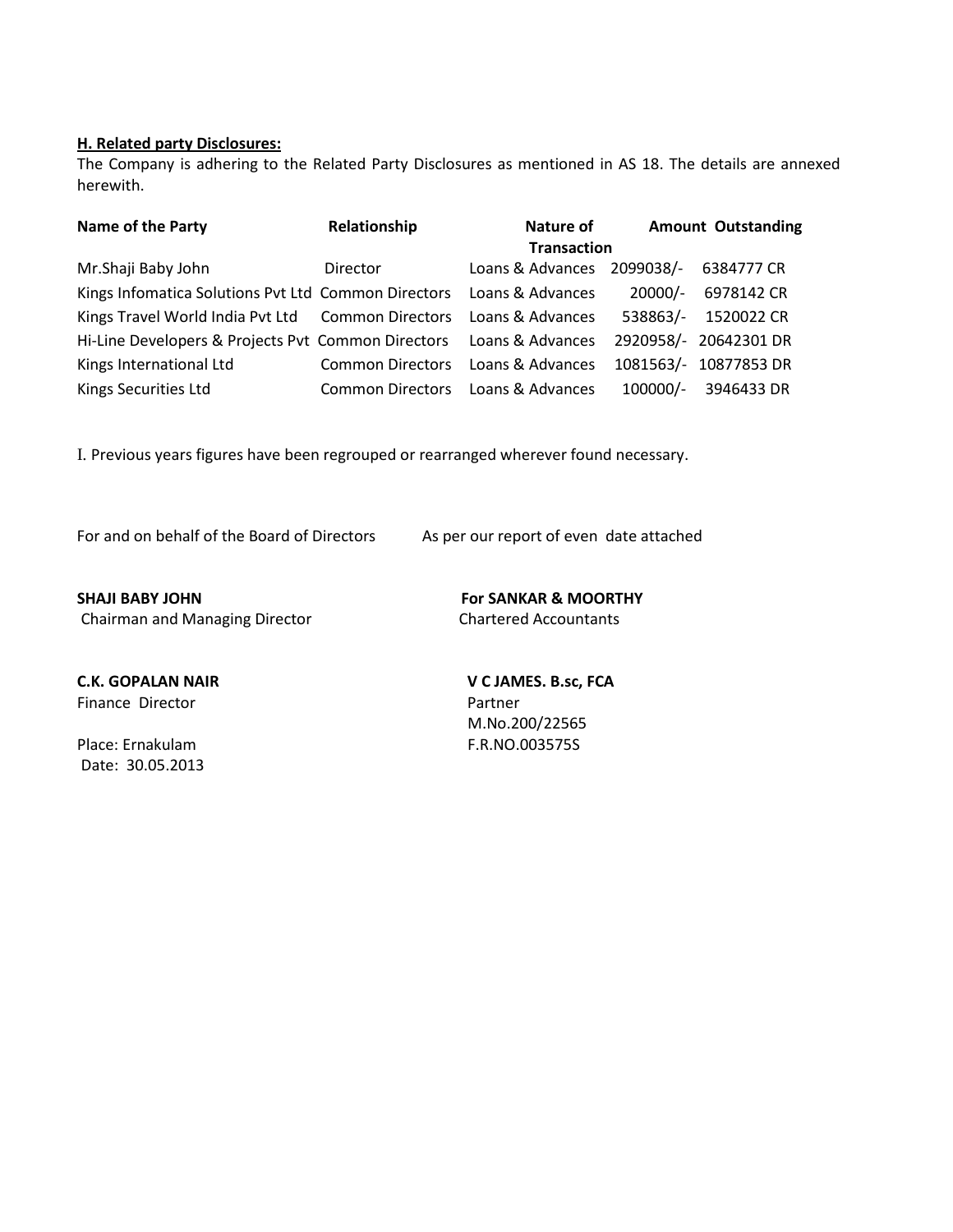**H. Related party Disclosures:**

The Company is adhering to the Related Party Disclosures as mentioned in AS 18. The details are annexed herewith.

| Name of the Party | Relationship | Nature of Transaction | Amount | Outstanding |
|---|---|---|---|---|
| Mr.Shaji Baby John | Director | Loans & Advances | 2099038/- | 6384777 CR |
| Kings Infomatica Solutions Pvt Ltd | Common Directors | Loans & Advances | 20000/- | 6978142 CR |
| Kings Travel World India Pvt Ltd | Common Directors | Loans & Advances | 538863/- | 1520022 CR |
| Hi-Line Developers & Projects Pvt | Common Directors | Loans & Advances | 2920958/- | 20642301 DR |
| Kings International Ltd | Common Directors | Loans & Advances | 1081563/- | 10877853 DR |
| Kings Securities Ltd | Common Directors | Loans & Advances | 100000/- | 3946433 DR |

I. Previous years figures have been regrouped or rearranged wherever found necessary.

For and on behalf of the Board of Directors

As per our report of even date attached

**SHAJI BABY JOHN**
Chairman and Managing Director

**For SANKAR & MOORTHY**
Chartered Accountants

**C.K. GOPALAN NAIR**
Finance Director

**V C JAMES. B.sc, FCA**
Partner
M.No.200/22565
F.R.NO.003575S

Place: Ernakulam
Date: 30.05.2013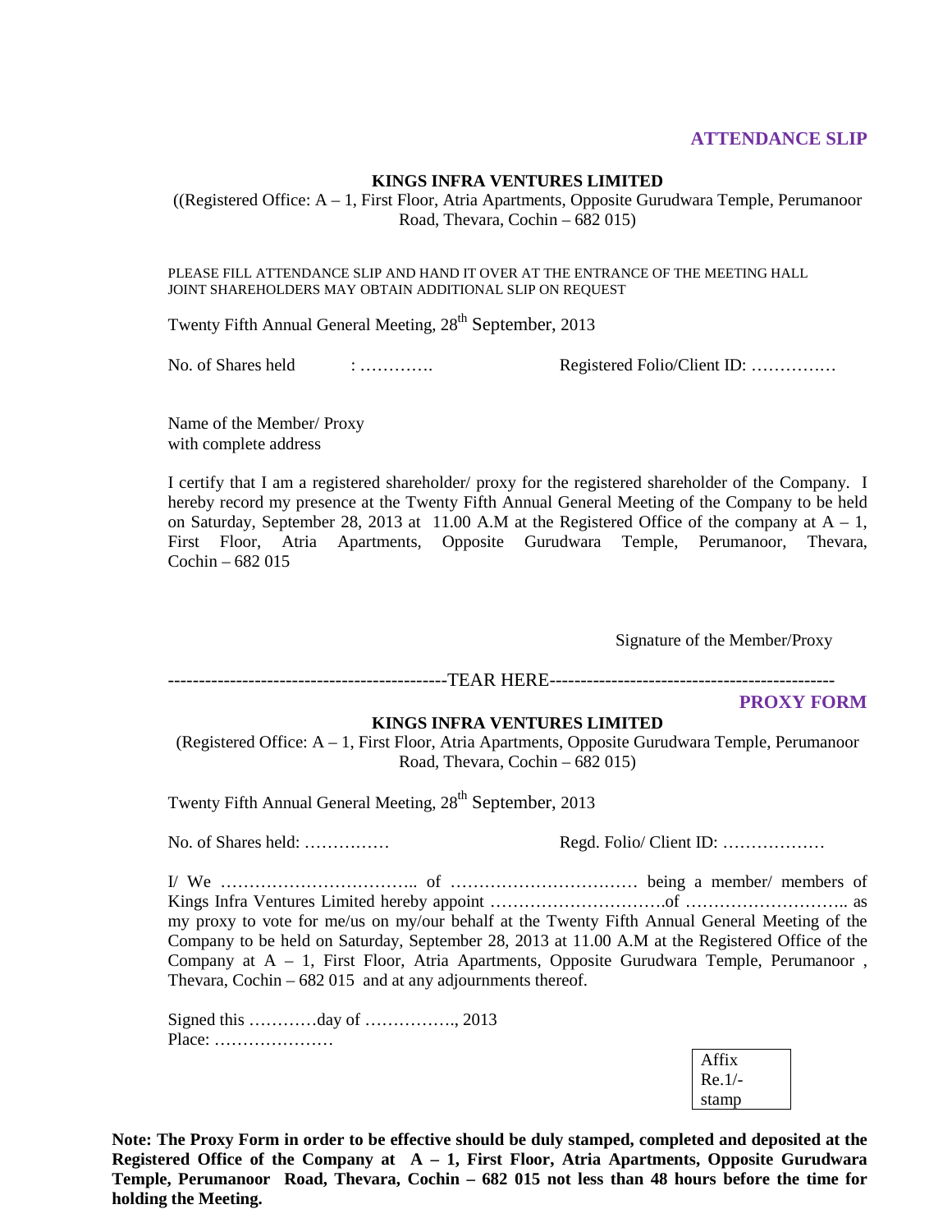## ATTENDANCE SLIP

**KINGS INFRA VENTURES LIMITED**

((Registered Office: A – 1, First Floor, Atria Apartments, Opposite Gurudwara Temple, Perumanoor Road, Thevara, Cochin – 682 015)

PLEASE FILL ATTENDANCE SLIP AND HAND IT OVER AT THE ENTRANCE OF THE MEETING HALL
JOINT SHAREHOLDERS MAY OBTAIN ADDITIONAL SLIP ON REQUEST

Twenty Fifth Annual General Meeting, 28th September, 2013

No. of Shares held : ………….   Registered Folio/Client ID: ……………

Name of the Member/ Proxy
with complete address

I certify that I am a registered shareholder/ proxy for the registered shareholder of the Company. I hereby record my presence at the Twenty Fifth Annual General Meeting of the Company to be held on Saturday, September 28, 2013 at 11.00 A.M at the Registered Office of the company at A – 1, First Floor, Atria Apartments, Opposite Gurudwara Temple, Perumanoor, Thevara, Cochin – 682 015

Signature of the Member/Proxy

---------------------------------------------TEAR HERE-----------------------------------------------

## PROXY FORM

**KINGS INFRA VENTURES LIMITED**

(Registered Office: A – 1, First Floor, Atria Apartments, Opposite Gurudwara Temple, Perumanoor Road, Thevara, Cochin – 682 015)

Twenty Fifth Annual General Meeting, 28th September, 2013

No. of Shares held: ……………   Regd. Folio/ Client ID: ………………

I/ We …………………………….. of …………………………… being a member/ members of Kings Infra Ventures Limited hereby appoint ………………………….of ……………………….. as my proxy to vote for me/us on my/our behalf at the Twenty Fifth Annual General Meeting of the Company to be held on Saturday, September 28, 2013 at 11.00 A.M at the Registered Office of the Company at A – 1, First Floor, Atria Apartments, Opposite Gurudwara Temple, Perumanoor , Thevara, Cochin – 682 015 and at any adjournments thereof.

Signed this …………day of ……………., 2013
Place: …………………

Affix
Re.1/-
stamp

**Note: The Proxy Form in order to be effective should be duly stamped, completed and deposited at the Registered Office of the Company at A – 1, First Floor, Atria Apartments, Opposite Gurudwara Temple, Perumanoor Road, Thevara, Cochin – 682 015 not less than 48 hours before the time for holding the Meeting.**